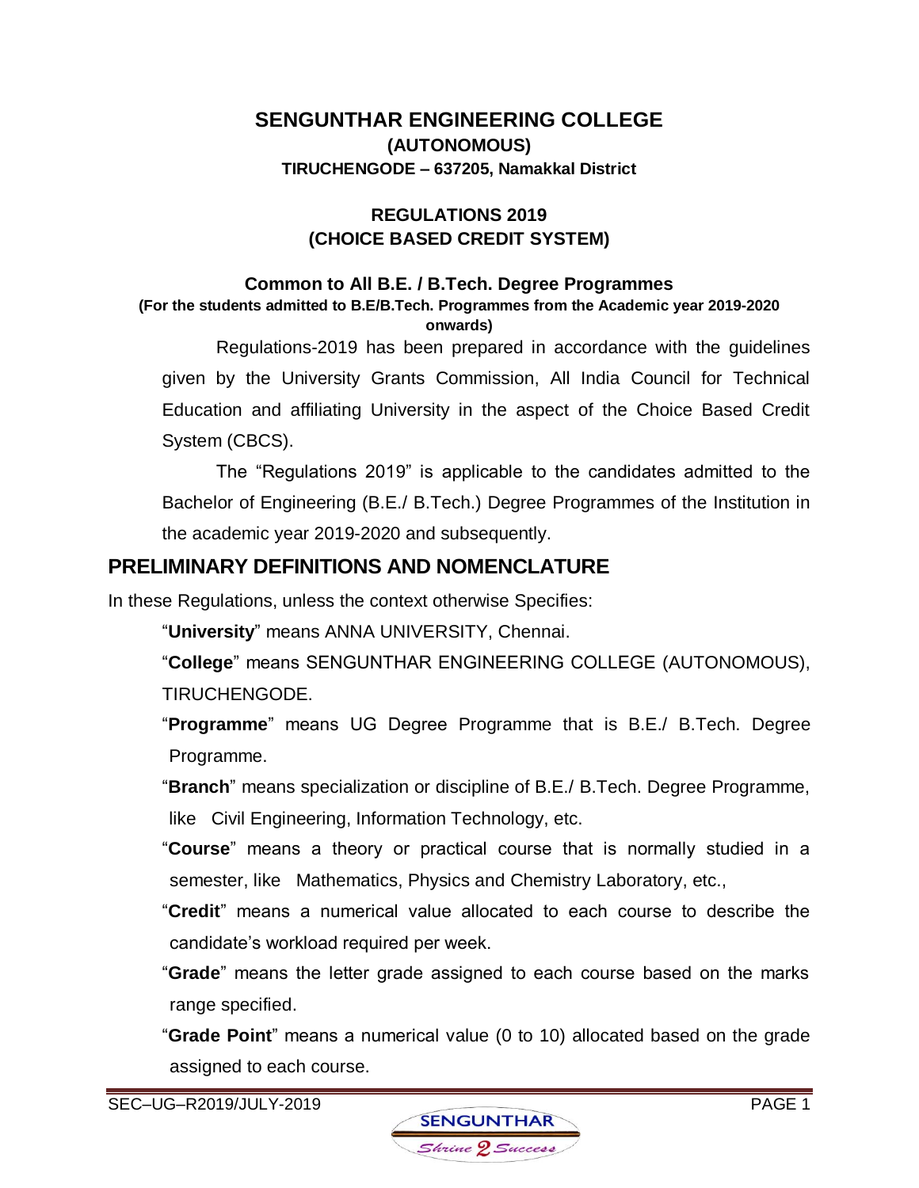# SENGUNTHAR ENGINEERING COLLEGE

**(AUTONOMOUS)**

**TIRUCHENGODE – 637205, Namakkal District**

## REGULATIONS 2019
## (CHOICE BASED CREDIT SYSTEM)

### Common to All B.E. / B.Tech. Degree Programmes

**(For the students admitted to B.E/B.Tech. Programmes from the Academic year 2019-2020 onwards)**

Regulations-2019 has been prepared in accordance with the guidelines given by the University Grants Commission, All India Council for Technical Education and affiliating University in the aspect of the Choice Based Credit System (CBCS).

The "Regulations 2019" is applicable to the candidates admitted to the Bachelor of Engineering (B.E./ B.Tech.) Degree Programmes of the Institution in the academic year 2019-2020 and subsequently.

## PRELIMINARY DEFINITIONS AND NOMENCLATURE

In these Regulations, unless the context otherwise Specifies:

"**University**" means ANNA UNIVERSITY, Chennai.

"**College**" means SENGUNTHAR ENGINEERING COLLEGE (AUTONOMOUS), TIRUCHENGODE.

"**Programme**" means UG Degree Programme that is B.E./ B.Tech. Degree Programme.

"**Branch**" means specialization or discipline of B.E./ B.Tech. Degree Programme, like Civil Engineering, Information Technology, etc.

"**Course**" means a theory or practical course that is normally studied in a semester, like Mathematics, Physics and Chemistry Laboratory, etc.,

"**Credit**" means a numerical value allocated to each course to describe the candidate's workload required per week.

"**Grade**" means the letter grade assigned to each course based on the marks range specified.

"**Grade Point**" means a numerical value (0 to 10) allocated based on the grade assigned to each course.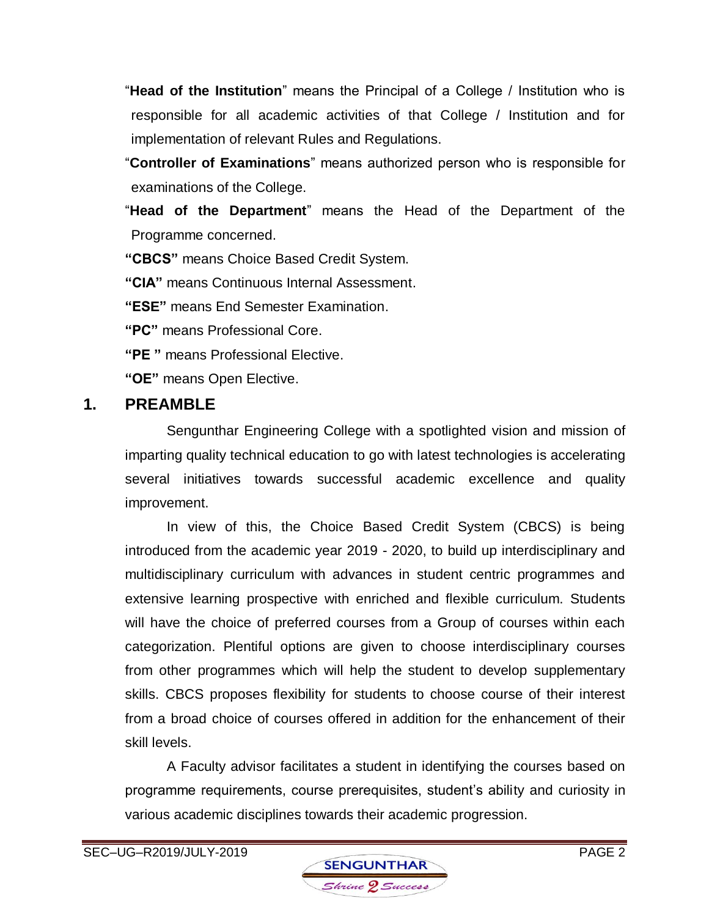"**Head of the Institution**" means the Principal of a College / Institution who is responsible for all academic activities of that College / Institution and for implementation of relevant Rules and Regulations.

"**Controller of Examinations**" means authorized person who is responsible for examinations of the College.

"**Head of the Department**" means the Head of the Department of the Programme concerned.

**"CBCS"** means Choice Based Credit System.

**"CIA"** means Continuous Internal Assessment.

**"ESE"** means End Semester Examination.

**"PC"** means Professional Core.

**"PE "** means Professional Elective.

**"OE"** means Open Elective.

## 1. PREAMBLE

Sengunthar Engineering College with a spotlighted vision and mission of imparting quality technical education to go with latest technologies is accelerating several initiatives towards successful academic excellence and quality improvement.

In view of this, the Choice Based Credit System (CBCS) is being introduced from the academic year 2019 - 2020, to build up interdisciplinary and multidisciplinary curriculum with advances in student centric programmes and extensive learning prospective with enriched and flexible curriculum. Students will have the choice of preferred courses from a Group of courses within each categorization. Plentiful options are given to choose interdisciplinary courses from other programmes which will help the student to develop supplementary skills. CBCS proposes flexibility for students to choose course of their interest from a broad choice of courses offered in addition for the enhancement of their skill levels.

A Faculty advisor facilitates a student in identifying the courses based on programme requirements, course prerequisites, student's ability and curiosity in various academic disciplines towards their academic progression.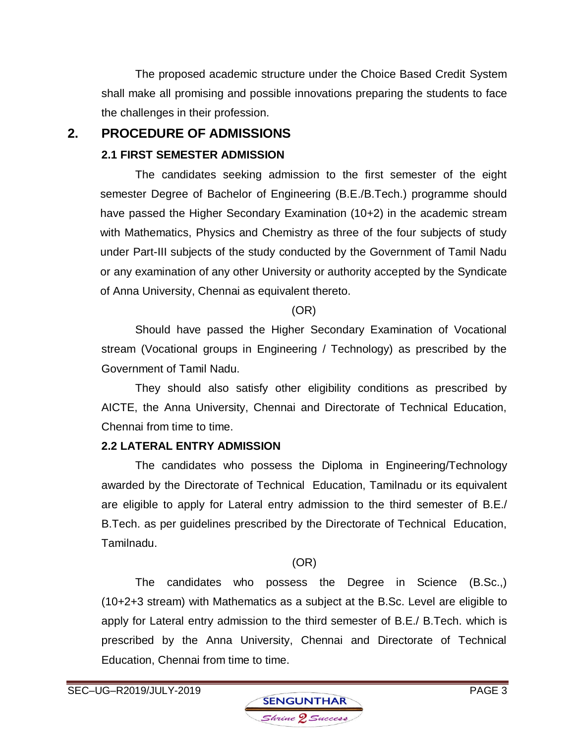The proposed academic structure under the Choice Based Credit System shall make all promising and possible innovations preparing the students to face the challenges in their profession.

## 2. PROCEDURE OF ADMISSIONS

### 2.1 FIRST SEMESTER ADMISSION

The candidates seeking admission to the first semester of the eight semester Degree of Bachelor of Engineering (B.E./B.Tech.) programme should have passed the Higher Secondary Examination (10+2) in the academic stream with Mathematics, Physics and Chemistry as three of the four subjects of study under Part-III subjects of the study conducted by the Government of Tamil Nadu or any examination of any other University or authority accepted by the Syndicate of Anna University, Chennai as equivalent thereto.

(OR)

Should have passed the Higher Secondary Examination of Vocational stream (Vocational groups in Engineering / Technology) as prescribed by the Government of Tamil Nadu.

They should also satisfy other eligibility conditions as prescribed by AICTE, the Anna University, Chennai and Directorate of Technical Education, Chennai from time to time.

### 2.2 LATERAL ENTRY ADMISSION

The candidates who possess the Diploma in Engineering/Technology awarded by the Directorate of Technical Education, Tamilnadu or its equivalent are eligible to apply for Lateral entry admission to the third semester of B.E./ B.Tech. as per guidelines prescribed by the Directorate of Technical Education, Tamilnadu.

(OR)

The candidates who possess the Degree in Science (B.Sc.,) (10+2+3 stream) with Mathematics as a subject at the B.Sc. Level are eligible to apply for Lateral entry admission to the third semester of B.E./ B.Tech. which is prescribed by the Anna University, Chennai and Directorate of Technical Education, Chennai from time to time.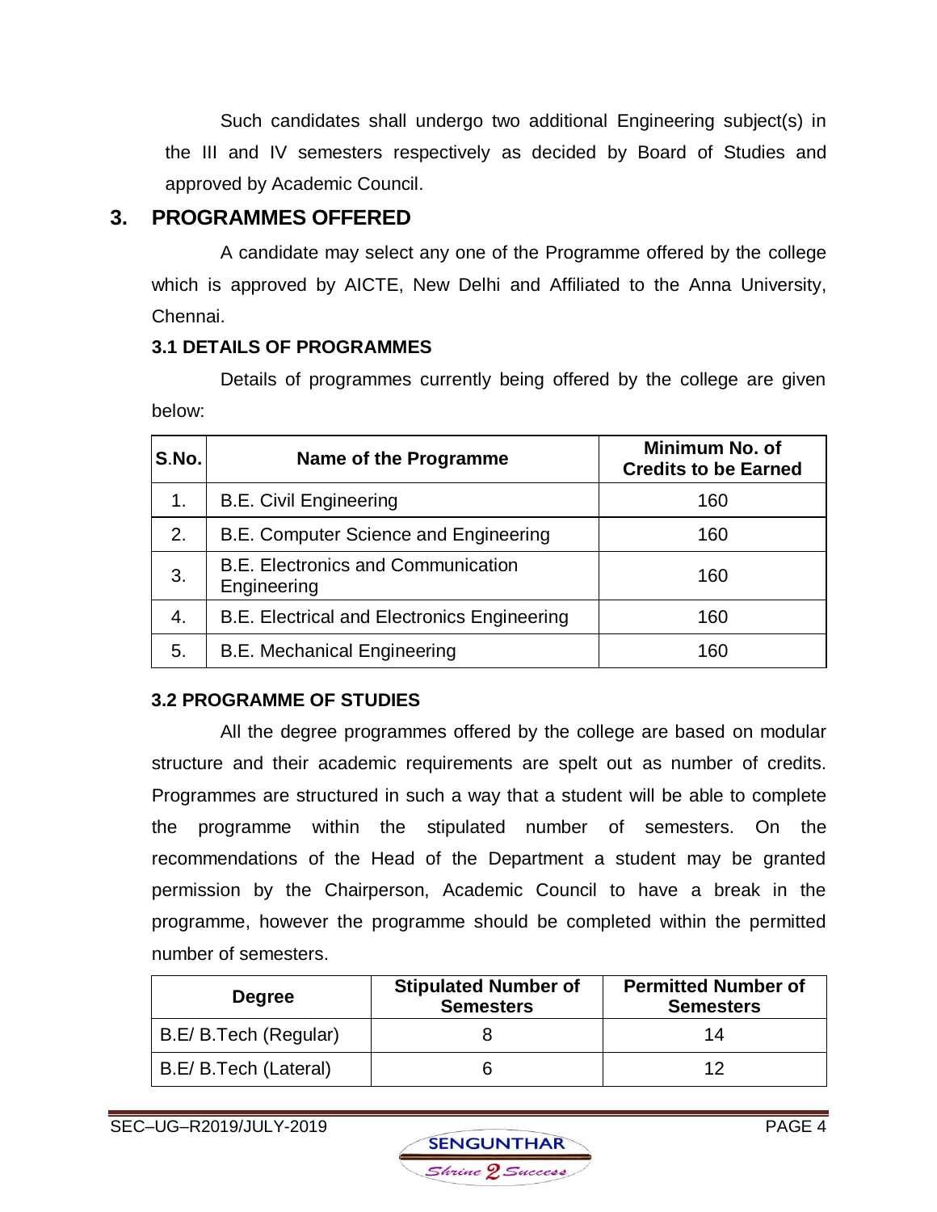Such candidates shall undergo two additional Engineering subject(s) in the III and IV semesters respectively as decided by Board of Studies and approved by Academic Council.

## 3. PROGRAMMES OFFERED

A candidate may select any one of the Programme offered by the college which is approved by AICTE, New Delhi and Affiliated to the Anna University, Chennai.

### 3.1 DETAILS OF PROGRAMMES

Details of programmes currently being offered by the college are given below:

| S.No. | Name of the Programme | Minimum No. of Credits to be Earned |
|---|---|---|
| 1. | B.E. Civil Engineering | 160 |
| 2. | B.E. Computer Science and Engineering | 160 |
| 3. | B.E. Electronics and Communication Engineering | 160 |
| 4. | B.E. Electrical and Electronics Engineering | 160 |
| 5. | B.E. Mechanical Engineering | 160 |

### 3.2 PROGRAMME OF STUDIES

All the degree programmes offered by the college are based on modular structure and their academic requirements are spelt out as number of credits. Programmes are structured in such a way that a student will be able to complete the programme within the stipulated number of semesters. On the recommendations of the Head of the Department a student may be granted permission by the Chairperson, Academic Council to have a break in the programme, however the programme should be completed within the permitted number of semesters.

| Degree | Stipulated Number of Semesters | Permitted Number of Semesters |
|---|---|---|
| B.E/ B.Tech (Regular) | 8 | 14 |
| B.E/ B.Tech (Lateral) | 6 | 12 |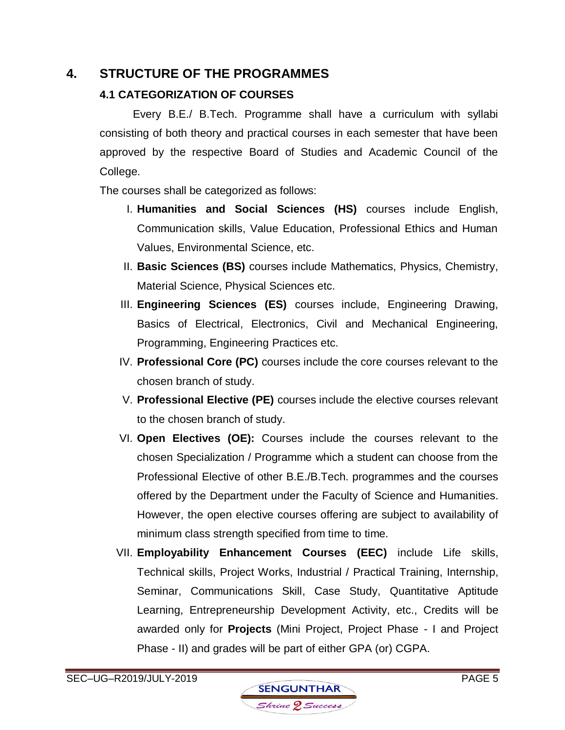# 4. STRUCTURE OF THE PROGRAMMES

## 4.1 CATEGORIZATION OF COURSES

Every B.E./ B.Tech. Programme shall have a curriculum with syllabi consisting of both theory and practical courses in each semester that have been approved by the respective Board of Studies and Academic Council of the College.

The courses shall be categorized as follows:

I. **Humanities and Social Sciences (HS)** courses include English, Communication skills, Value Education, Professional Ethics and Human Values, Environmental Science, etc.

II. **Basic Sciences (BS)** courses include Mathematics, Physics, Chemistry, Material Science, Physical Sciences etc.

III. **Engineering Sciences (ES)** courses include, Engineering Drawing, Basics of Electrical, Electronics, Civil and Mechanical Engineering, Programming, Engineering Practices etc.

IV. **Professional Core (PC)** courses include the core courses relevant to the chosen branch of study.

V. **Professional Elective (PE)** courses include the elective courses relevant to the chosen branch of study.

VI. **Open Electives (OE):** Courses include the courses relevant to the chosen Specialization / Programme which a student can choose from the Professional Elective of other B.E./B.Tech. programmes and the courses offered by the Department under the Faculty of Science and Humanities. However, the open elective courses offering are subject to availability of minimum class strength specified from time to time.

VII. **Employability Enhancement Courses (EEC)** include Life skills, Technical skills, Project Works, Industrial / Practical Training, Internship, Seminar, Communications Skill, Case Study, Quantitative Aptitude Learning, Entrepreneurship Development Activity, etc., Credits will be awarded only for **Projects** (Mini Project, Project Phase - I and Project Phase - II) and grades will be part of either GPA (or) CGPA.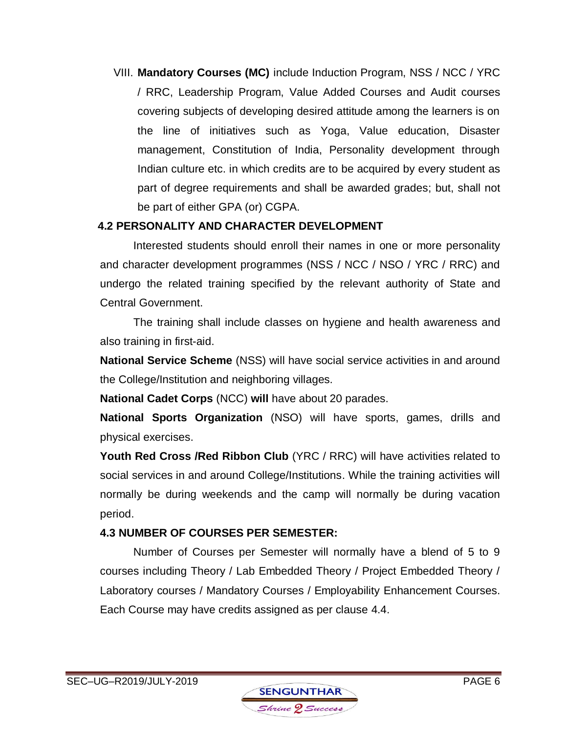VIII. **Mandatory Courses (MC)** include Induction Program, NSS / NCC / YRC / RRC, Leadership Program, Value Added Courses and Audit courses covering subjects of developing desired attitude among the learners is on the line of initiatives such as Yoga, Value education, Disaster management, Constitution of India, Personality development through Indian culture etc. in which credits are to be acquired by every student as part of degree requirements and shall be awarded grades; but, shall not be part of either GPA (or) CGPA.

### 4.2 PERSONALITY AND CHARACTER DEVELOPMENT

Interested students should enroll their names in one or more personality and character development programmes (NSS / NCC / NSO / YRC / RRC) and undergo the related training specified by the relevant authority of State and Central Government.

The training shall include classes on hygiene and health awareness and also training in first-aid.

**National Service Scheme** (NSS) will have social service activities in and around the College/Institution and neighboring villages.

**National Cadet Corps** (NCC) **will** have about 20 parades.

**National Sports Organization** (NSO) will have sports, games, drills and physical exercises.

**Youth Red Cross /Red Ribbon Club** (YRC / RRC) will have activities related to social services in and around College/Institutions. While the training activities will normally be during weekends and the camp will normally be during vacation period.

### 4.3 NUMBER OF COURSES PER SEMESTER:

Number of Courses per Semester will normally have a blend of 5 to 9 courses including Theory / Lab Embedded Theory / Project Embedded Theory / Laboratory courses / Mandatory Courses / Employability Enhancement Courses. Each Course may have credits assigned as per clause 4.4.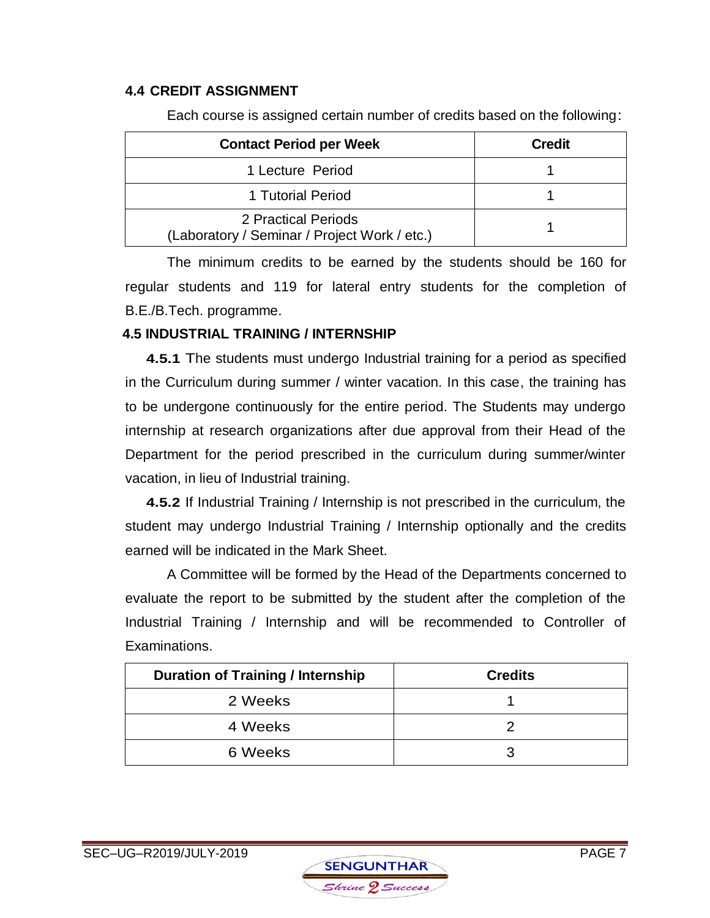### 4.4 CREDIT ASSIGNMENT

Each course is assigned certain number of credits based on the following:

| Contact Period per Week | Credit |
|---|---|
| 1 Lecture Period | 1 |
| 1 Tutorial Period | 1 |
| 2 Practical Periods (Laboratory / Seminar / Project Work / etc.) | 1 |

The minimum credits to be earned by the students should be 160 for regular students and 119 for lateral entry students for the completion of B.E./B.Tech. programme.

### 4.5 INDUSTRIAL TRAINING / INTERNSHIP

**4.5.1** The students must undergo Industrial training for a period as specified in the Curriculum during summer / winter vacation. In this case, the training has to be undergone continuously for the entire period. The Students may undergo internship at research organizations after due approval from their Head of the Department for the period prescribed in the curriculum during summer/winter vacation, in lieu of Industrial training.

**4.5.2** If Industrial Training / Internship is not prescribed in the curriculum, the student may undergo Industrial Training / Internship optionally and the credits earned will be indicated in the Mark Sheet.

A Committee will be formed by the Head of the Departments concerned to evaluate the report to be submitted by the student after the completion of the Industrial Training / Internship and will be recommended to Controller of Examinations.

| Duration of Training / Internship | Credits |
|---|---|
| 2 Weeks | 1 |
| 4 Weeks | 2 |
| 6 Weeks | 3 |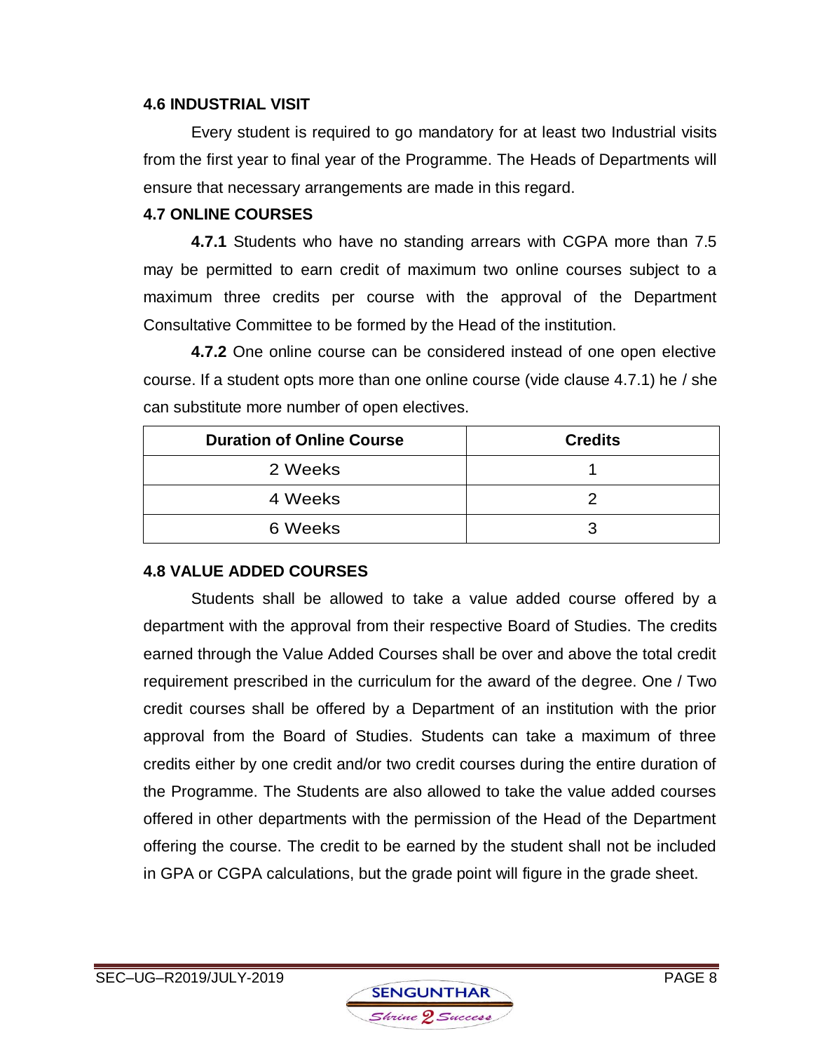### 4.6 INDUSTRIAL VISIT

Every student is required to go mandatory for at least two Industrial visits from the first year to final year of the Programme. The Heads of Departments will ensure that necessary arrangements are made in this regard.

### 4.7 ONLINE COURSES

**4.7.1** Students who have no standing arrears with CGPA more than 7.5 may be permitted to earn credit of maximum two online courses subject to a maximum three credits per course with the approval of the Department Consultative Committee to be formed by the Head of the institution.

**4.7.2** One online course can be considered instead of one open elective course. If a student opts more than one online course (vide clause 4.7.1) he / she can substitute more number of open electives.

| Duration of Online Course | Credits |
|---|---|
| 2 Weeks | 1 |
| 4 Weeks | 2 |
| 6 Weeks | 3 |

### 4.8 VALUE ADDED COURSES

Students shall be allowed to take a value added course offered by a department with the approval from their respective Board of Studies. The credits earned through the Value Added Courses shall be over and above the total credit requirement prescribed in the curriculum for the award of the degree. One / Two credit courses shall be offered by a Department of an institution with the prior approval from the Board of Studies. Students can take a maximum of three credits either by one credit and/or two credit courses during the entire duration of the Programme. The Students are also allowed to take the value added courses offered in other departments with the permission of the Head of the Department offering the course. The credit to be earned by the student shall not be included in GPA or CGPA calculations, but the grade point will figure in the grade sheet.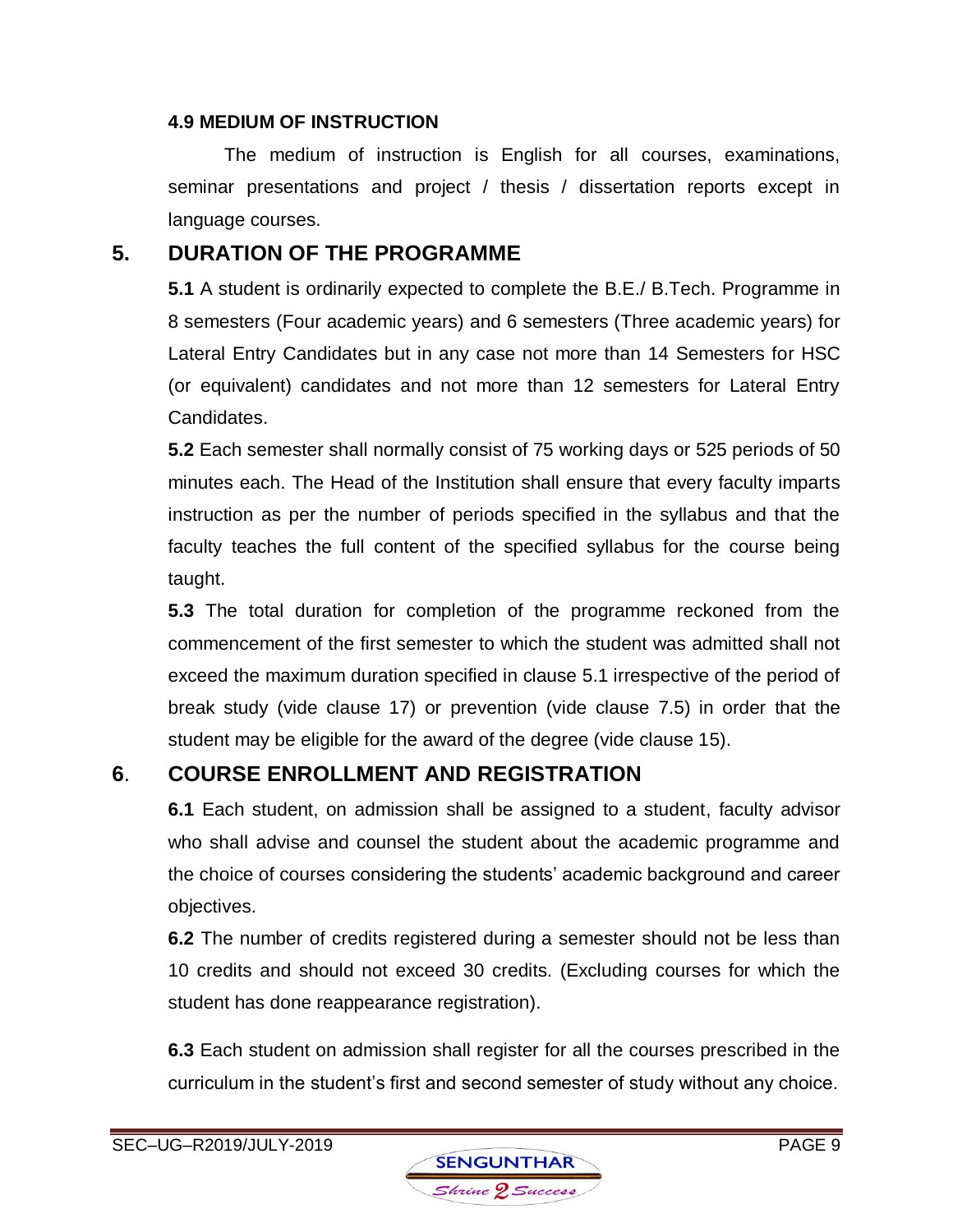#### 4.9 MEDIUM OF INSTRUCTION

The medium of instruction is English for all courses, examinations, seminar presentations and project / thesis / dissertation reports except in language courses.

## 5. DURATION OF THE PROGRAMME

**5.1** A student is ordinarily expected to complete the B.E./ B.Tech. Programme in 8 semesters (Four academic years) and 6 semesters (Three academic years) for Lateral Entry Candidates but in any case not more than 14 Semesters for HSC (or equivalent) candidates and not more than 12 semesters for Lateral Entry Candidates.

**5.2** Each semester shall normally consist of 75 working days or 525 periods of 50 minutes each. The Head of the Institution shall ensure that every faculty imparts instruction as per the number of periods specified in the syllabus and that the faculty teaches the full content of the specified syllabus for the course being taught.

**5.3** The total duration for completion of the programme reckoned from the commencement of the first semester to which the student was admitted shall not exceed the maximum duration specified in clause 5.1 irrespective of the period of break study (vide clause 17) or prevention (vide clause 7.5) in order that the student may be eligible for the award of the degree (vide clause 15).

## 6. COURSE ENROLLMENT AND REGISTRATION

**6.1** Each student, on admission shall be assigned to a student, faculty advisor who shall advise and counsel the student about the academic programme and the choice of courses considering the students' academic background and career objectives.

**6.2** The number of credits registered during a semester should not be less than 10 credits and should not exceed 30 credits. (Excluding courses for which the student has done reappearance registration).

**6.3** Each student on admission shall register for all the courses prescribed in the curriculum in the student's first and second semester of study without any choice.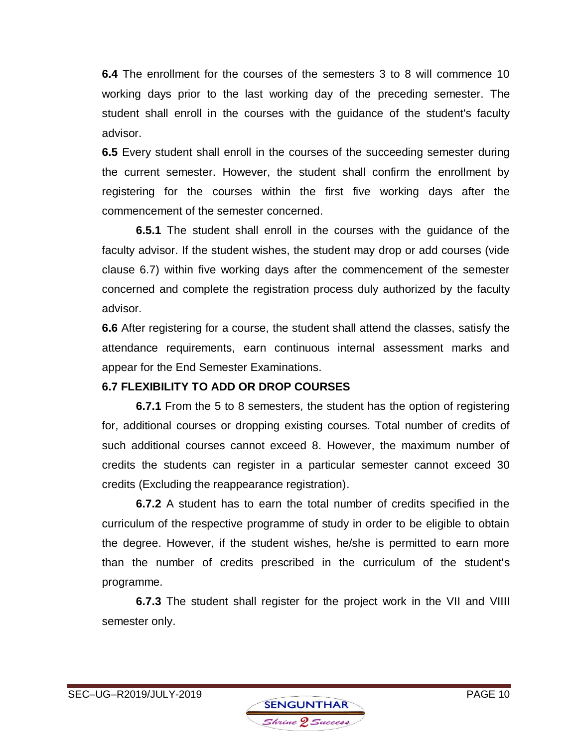**6.4** The enrollment for the courses of the semesters 3 to 8 will commence 10 working days prior to the last working day of the preceding semester. The student shall enroll in the courses with the guidance of the student's faculty advisor.

**6.5** Every student shall enroll in the courses of the succeeding semester during the current semester. However, the student shall confirm the enrollment by registering for the courses within the first five working days after the commencement of the semester concerned.

**6.5.1** The student shall enroll in the courses with the guidance of the faculty advisor. If the student wishes, the student may drop or add courses (vide clause 6.7) within five working days after the commencement of the semester concerned and complete the registration process duly authorized by the faculty advisor.

**6.6** After registering for a course, the student shall attend the classes, satisfy the attendance requirements, earn continuous internal assessment marks and appear for the End Semester Examinations.

**6.7 FLEXIBILITY TO ADD OR DROP COURSES**

**6.7.1** From the 5 to 8 semesters, the student has the option of registering for, additional courses or dropping existing courses. Total number of credits of such additional courses cannot exceed 8. However, the maximum number of credits the students can register in a particular semester cannot exceed 30 credits (Excluding the reappearance registration).

**6.7.2** A student has to earn the total number of credits specified in the curriculum of the respective programme of study in order to be eligible to obtain the degree. However, if the student wishes, he/she is permitted to earn more than the number of credits prescribed in the curriculum of the student's programme.

**6.7.3** The student shall register for the project work in the VII and VIIII semester only.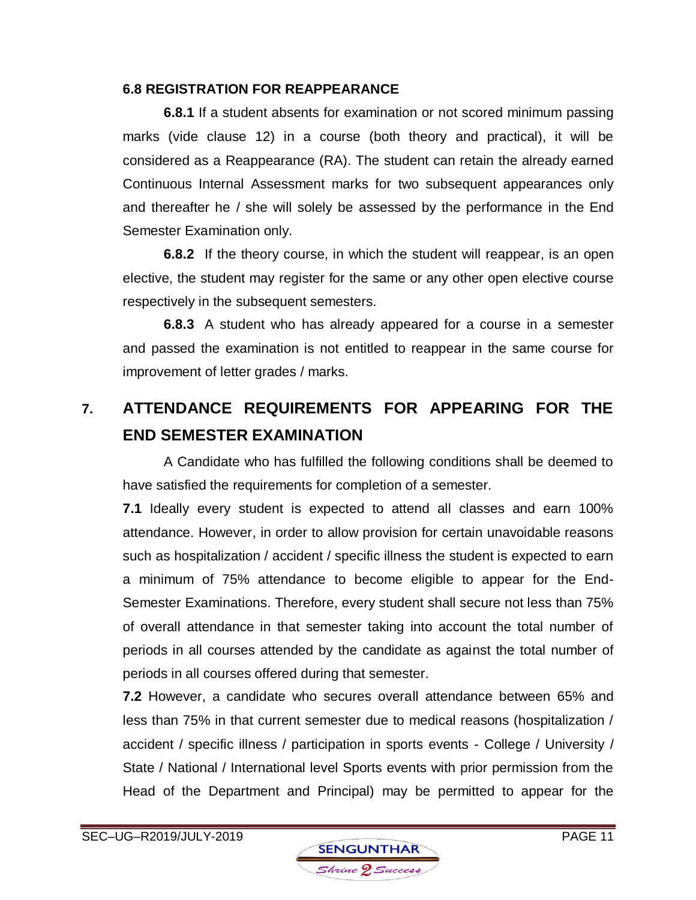### 6.8 REGISTRATION FOR REAPPEARANCE

**6.8.1** If a student absents for examination or not scored minimum passing marks (vide clause 12) in a course (both theory and practical), it will be considered as a Reappearance (RA). The student can retain the already earned Continuous Internal Assessment marks for two subsequent appearances only and thereafter he / she will solely be assessed by the performance in the End Semester Examination only.

**6.8.2** If the theory course, in which the student will reappear, is an open elective, the student may register for the same or any other open elective course respectively in the subsequent semesters.

**6.8.3** A student who has already appeared for a course in a semester and passed the examination is not entitled to reappear in the same course for improvement of letter grades / marks.

## 7. ATTENDANCE REQUIREMENTS FOR APPEARING FOR THE END SEMESTER EXAMINATION

A Candidate who has fulfilled the following conditions shall be deemed to have satisfied the requirements for completion of a semester.

**7.1** Ideally every student is expected to attend all classes and earn 100% attendance. However, in order to allow provision for certain unavoidable reasons such as hospitalization / accident / specific illness the student is expected to earn a minimum of 75% attendance to become eligible to appear for the End-Semester Examinations. Therefore, every student shall secure not less than 75% of overall attendance in that semester taking into account the total number of periods in all courses attended by the candidate as against the total number of periods in all courses offered during that semester.

**7.2** However, a candidate who secures overall attendance between 65% and less than 75% in that current semester due to medical reasons (hospitalization / accident / specific illness / participation in sports events - College / University / State / National / International level Sports events with prior permission from the Head of the Department and Principal) may be permitted to appear for the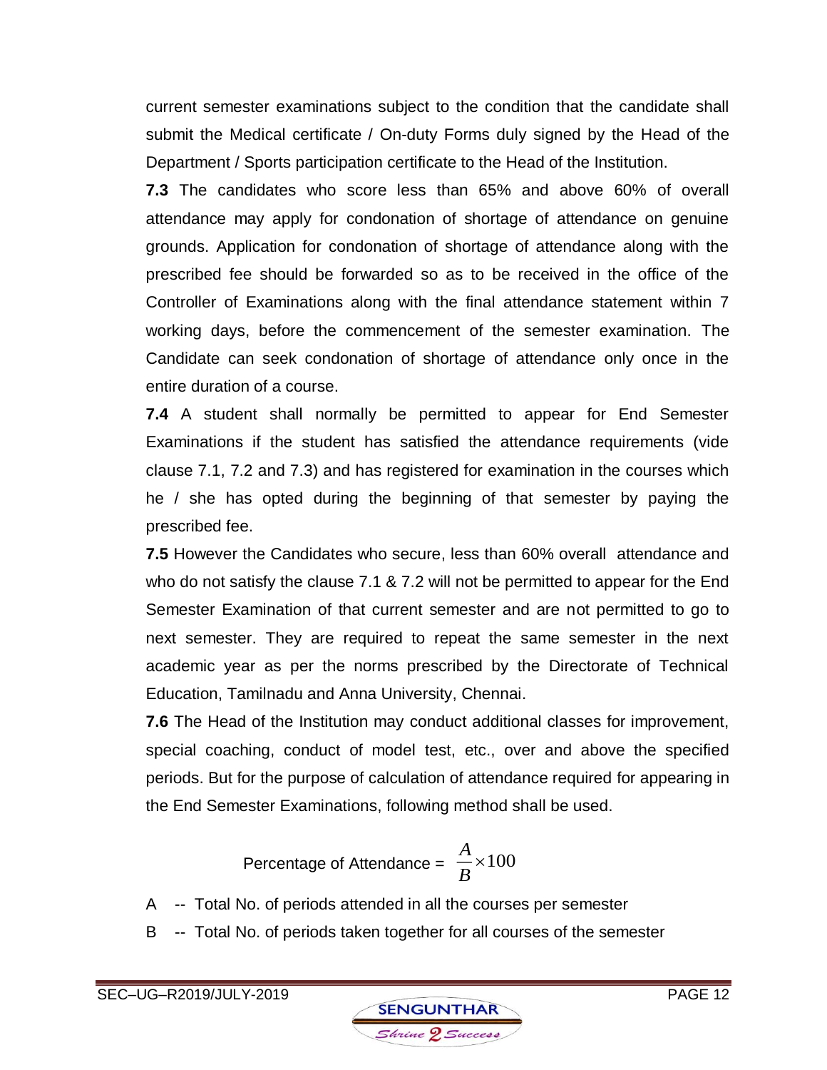current semester examinations subject to the condition that the candidate shall submit the Medical certificate / On-duty Forms duly signed by the Head of the Department / Sports participation certificate to the Head of the Institution.

**7.3** The candidates who score less than 65% and above 60% of overall attendance may apply for condonation of shortage of attendance on genuine grounds. Application for condonation of shortage of attendance along with the prescribed fee should be forwarded so as to be received in the office of the Controller of Examinations along with the final attendance statement within 7 working days, before the commencement of the semester examination. The Candidate can seek condonation of shortage of attendance only once in the entire duration of a course.

**7.4** A student shall normally be permitted to appear for End Semester Examinations if the student has satisfied the attendance requirements (vide clause 7.1, 7.2 and 7.3) and has registered for examination in the courses which he / she has opted during the beginning of that semester by paying the prescribed fee.

**7.5** However the Candidates who secure, less than 60% overall attendance and who do not satisfy the clause 7.1 & 7.2 will not be permitted to appear for the End Semester Examination of that current semester and are not permitted to go to next semester. They are required to repeat the same semester in the next academic year as per the norms prescribed by the Directorate of Technical Education, Tamilnadu and Anna University, Chennai.

**7.6** The Head of the Institution may conduct additional classes for improvement, special coaching, conduct of model test, etc., over and above the specified periods. But for the purpose of calculation of attendance required for appearing in the End Semester Examinations, following method shall be used.

$$\text{Percentage of Attendance} = \frac{A}{B} \times 100$$

A -- Total No. of periods attended in all the courses per semester

B -- Total No. of periods taken together for all courses of the semester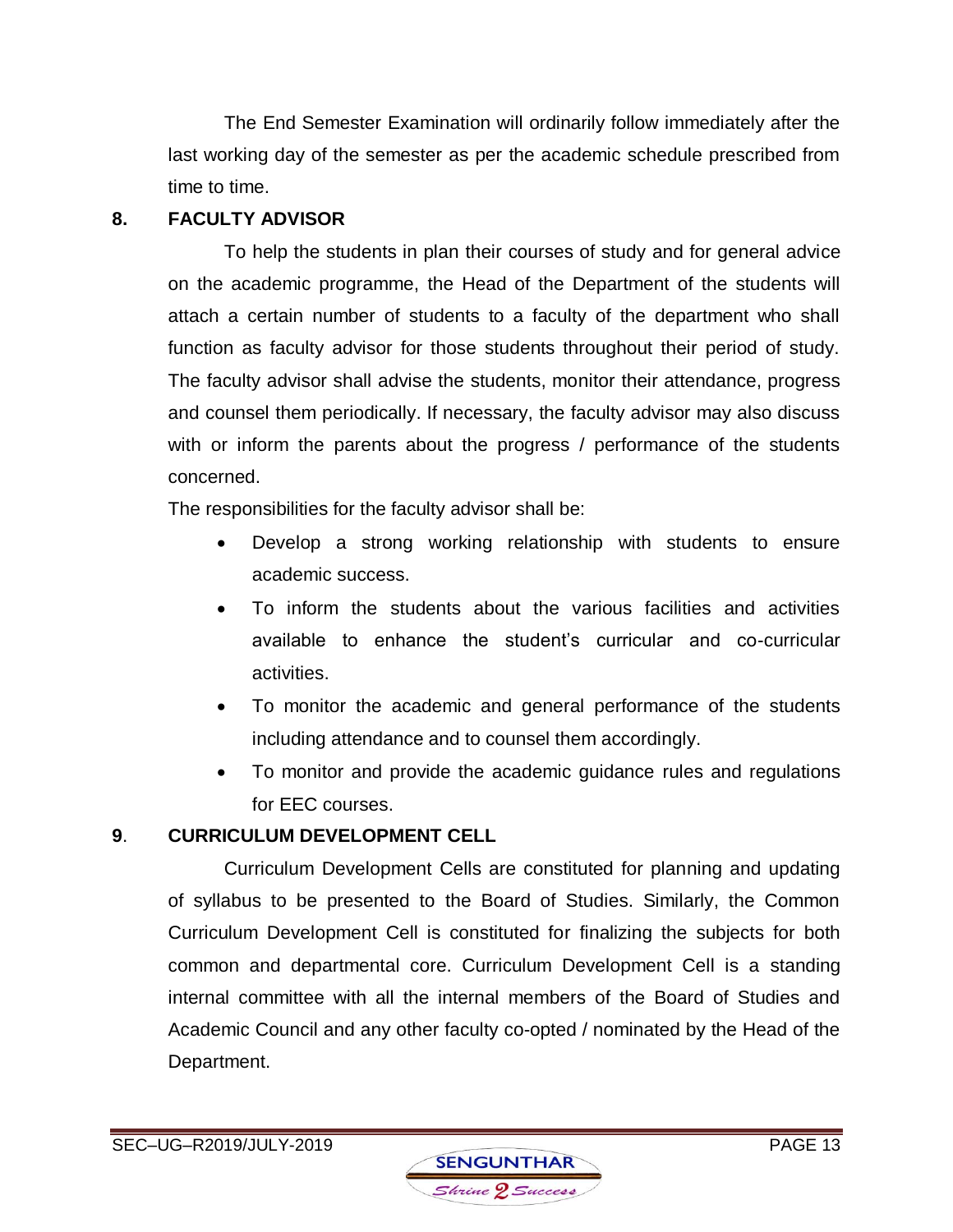The End Semester Examination will ordinarily follow immediately after the last working day of the semester as per the academic schedule prescribed from time to time.

## 8. FACULTY ADVISOR

To help the students in plan their courses of study and for general advice on the academic programme, the Head of the Department of the students will attach a certain number of students to a faculty of the department who shall function as faculty advisor for those students throughout their period of study. The faculty advisor shall advise the students, monitor their attendance, progress and counsel them periodically. If necessary, the faculty advisor may also discuss with or inform the parents about the progress / performance of the students concerned.

The responsibilities for the faculty advisor shall be:

- Develop a strong working relationship with students to ensure academic success.
- To inform the students about the various facilities and activities available to enhance the student's curricular and co-curricular activities.
- To monitor the academic and general performance of the students including attendance and to counsel them accordingly.
- To monitor and provide the academic guidance rules and regulations for EEC courses.

## 9. CURRICULUM DEVELOPMENT CELL

Curriculum Development Cells are constituted for planning and updating of syllabus to be presented to the Board of Studies. Similarly, the Common Curriculum Development Cell is constituted for finalizing the subjects for both common and departmental core. Curriculum Development Cell is a standing internal committee with all the internal members of the Board of Studies and Academic Council and any other faculty co-opted / nominated by the Head of the Department.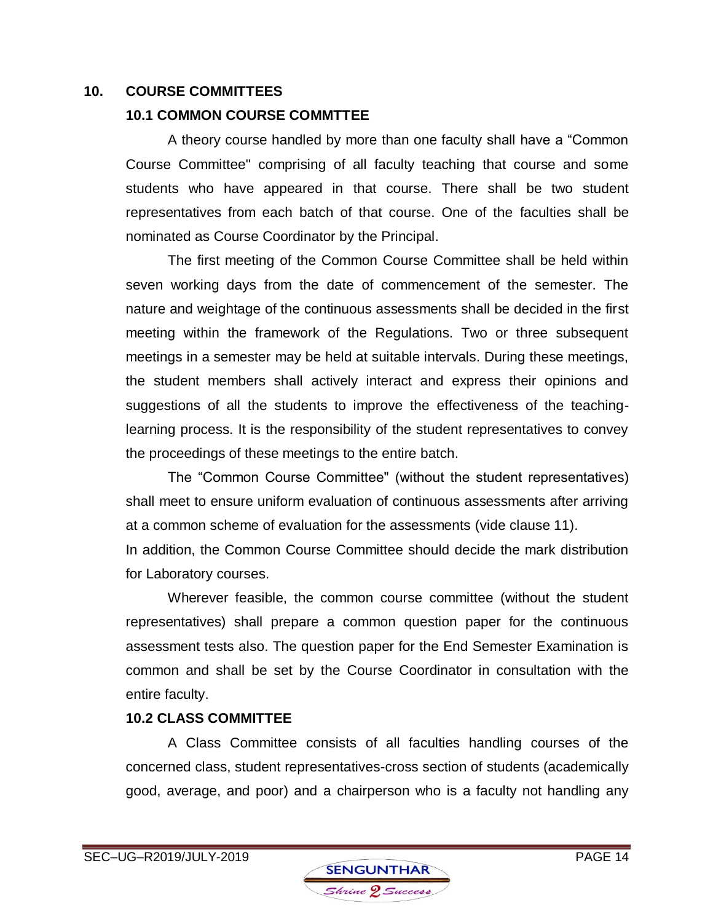## 10. COURSE COMMITTEES

### 10.1 COMMON COURSE COMMTTEE

A theory course handled by more than one faculty shall have a "Common Course Committee" comprising of all faculty teaching that course and some students who have appeared in that course. There shall be two student representatives from each batch of that course. One of the faculties shall be nominated as Course Coordinator by the Principal.

The first meeting of the Common Course Committee shall be held within seven working days from the date of commencement of the semester. The nature and weightage of the continuous assessments shall be decided in the first meeting within the framework of the Regulations. Two or three subsequent meetings in a semester may be held at suitable intervals. During these meetings, the student members shall actively interact and express their opinions and suggestions of all the students to improve the effectiveness of the teaching-learning process. It is the responsibility of the student representatives to convey the proceedings of these meetings to the entire batch.

The "Common Course Committee" (without the student representatives) shall meet to ensure uniform evaluation of continuous assessments after arriving at a common scheme of evaluation for the assessments (vide clause 11). In addition, the Common Course Committee should decide the mark distribution for Laboratory courses.

Wherever feasible, the common course committee (without the student representatives) shall prepare a common question paper for the continuous assessment tests also. The question paper for the End Semester Examination is common and shall be set by the Course Coordinator in consultation with the entire faculty.

### 10.2 CLASS COMMITTEE

A Class Committee consists of all faculties handling courses of the concerned class, student representatives-cross section of students (academically good, average, and poor) and a chairperson who is a faculty not handling any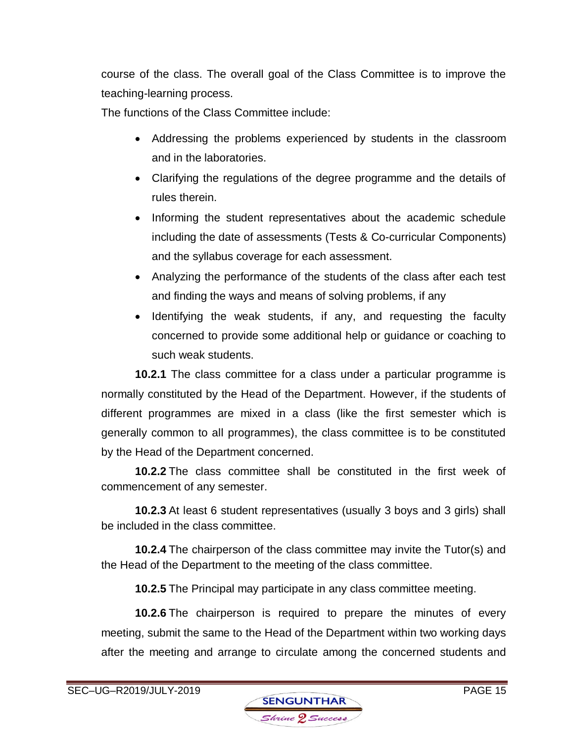course of the class. The overall goal of the Class Committee is to improve the teaching-learning process.

The functions of the Class Committee include:

- Addressing the problems experienced by students in the classroom and in the laboratories.
- Clarifying the regulations of the degree programme and the details of rules therein.
- Informing the student representatives about the academic schedule including the date of assessments (Tests & Co-curricular Components) and the syllabus coverage for each assessment.
- Analyzing the performance of the students of the class after each test and finding the ways and means of solving problems, if any
- Identifying the weak students, if any, and requesting the faculty concerned to provide some additional help or guidance or coaching to such weak students.

**10.2.1** The class committee for a class under a particular programme is normally constituted by the Head of the Department. However, if the students of different programmes are mixed in a class (like the first semester which is generally common to all programmes), the class committee is to be constituted by the Head of the Department concerned.

**10.2.2** The class committee shall be constituted in the first week of commencement of any semester.

**10.2.3** At least 6 student representatives (usually 3 boys and 3 girls) shall be included in the class committee.

**10.2.4** The chairperson of the class committee may invite the Tutor(s) and the Head of the Department to the meeting of the class committee.

**10.2.5** The Principal may participate in any class committee meeting.

**10.2.6** The chairperson is required to prepare the minutes of every meeting, submit the same to the Head of the Department within two working days after the meeting and arrange to circulate among the concerned students and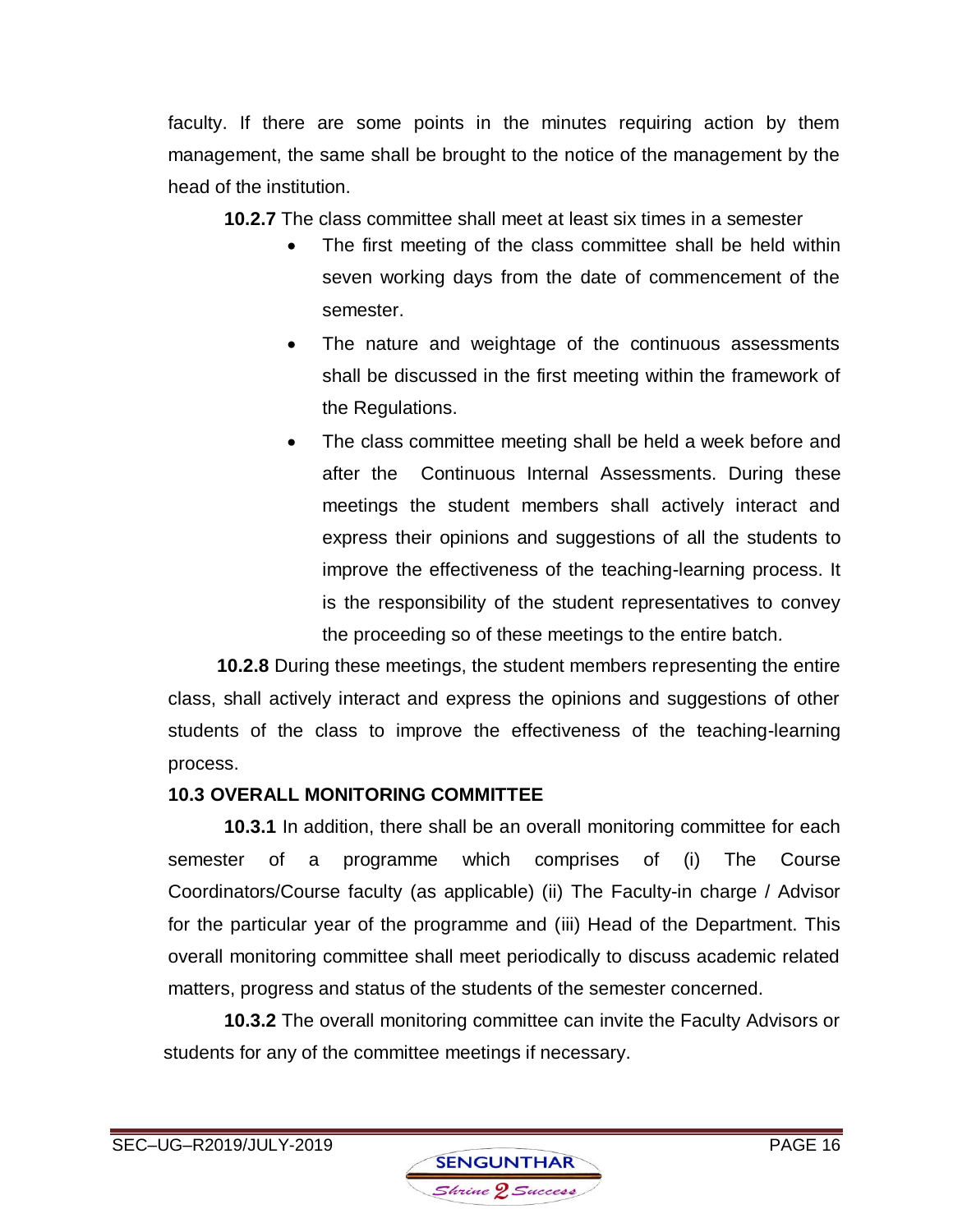faculty. If there are some points in the minutes requiring action by them management, the same shall be brought to the notice of the management by the head of the institution.

**10.2.7** The class committee shall meet at least six times in a semester

- The first meeting of the class committee shall be held within seven working days from the date of commencement of the semester.
- The nature and weightage of the continuous assessments shall be discussed in the first meeting within the framework of the Regulations.
- The class committee meeting shall be held a week before and after the Continuous Internal Assessments. During these meetings the student members shall actively interact and express their opinions and suggestions of all the students to improve the effectiveness of the teaching-learning process. It is the responsibility of the student representatives to convey the proceeding so of these meetings to the entire batch.

**10.2.8** During these meetings, the student members representing the entire class, shall actively interact and express the opinions and suggestions of other students of the class to improve the effectiveness of the teaching-learning process.

### 10.3 OVERALL MONITORING COMMITTEE

**10.3.1** In addition, there shall be an overall monitoring committee for each semester of a programme which comprises of (i) The Course Coordinators/Course faculty (as applicable) (ii) The Faculty-in charge / Advisor for the particular year of the programme and (iii) Head of the Department. This overall monitoring committee shall meet periodically to discuss academic related matters, progress and status of the students of the semester concerned.

**10.3.2** The overall monitoring committee can invite the Faculty Advisors or students for any of the committee meetings if necessary.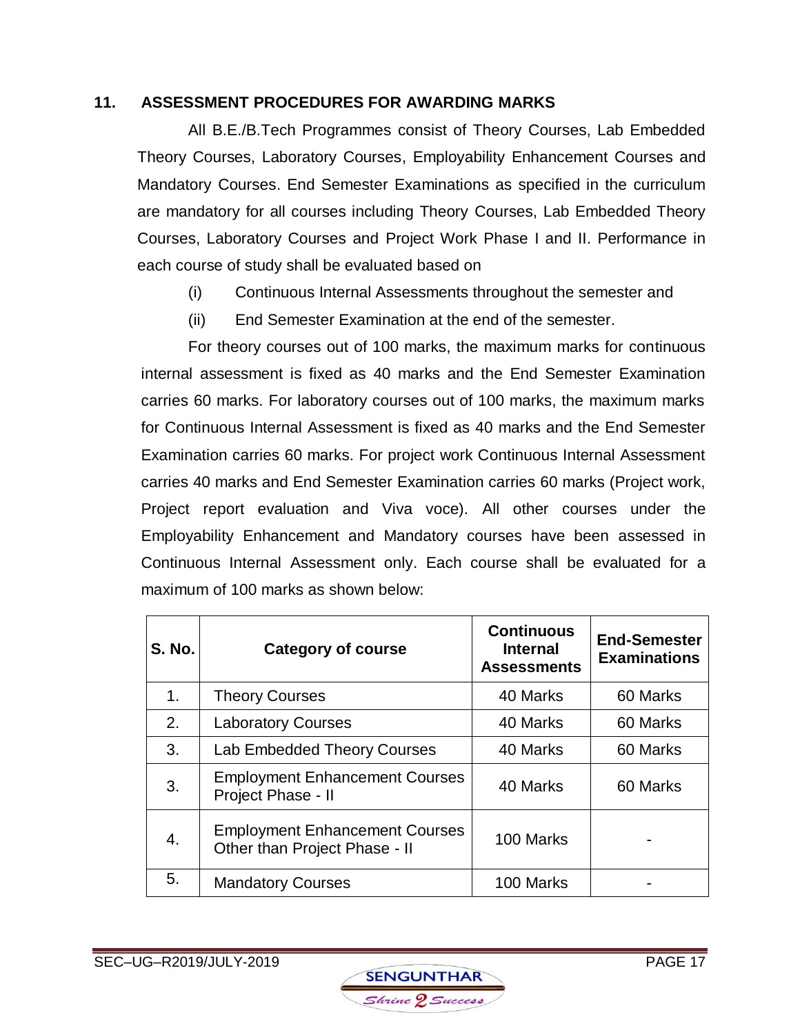## 11. ASSESSMENT PROCEDURES FOR AWARDING MARKS

All B.E./B.Tech Programmes consist of Theory Courses, Lab Embedded Theory Courses, Laboratory Courses, Employability Enhancement Courses and Mandatory Courses. End Semester Examinations as specified in the curriculum are mandatory for all courses including Theory Courses, Lab Embedded Theory Courses, Laboratory Courses and Project Work Phase I and II. Performance in each course of study shall be evaluated based on

(i) Continuous Internal Assessments throughout the semester and

(ii) End Semester Examination at the end of the semester.

For theory courses out of 100 marks, the maximum marks for continuous internal assessment is fixed as 40 marks and the End Semester Examination carries 60 marks. For laboratory courses out of 100 marks, the maximum marks for Continuous Internal Assessment is fixed as 40 marks and the End Semester Examination carries 60 marks. For project work Continuous Internal Assessment carries 40 marks and End Semester Examination carries 60 marks (Project work, Project report evaluation and Viva voce). All other courses under the Employability Enhancement and Mandatory courses have been assessed in Continuous Internal Assessment only. Each course shall be evaluated for a maximum of 100 marks as shown below:

| S. No. | Category of course | Continuous Internal Assessments | End-Semester Examinations |
|---|---|---|---|
| 1. | Theory Courses | 40 Marks | 60 Marks |
| 2. | Laboratory Courses | 40 Marks | 60 Marks |
| 3. | Lab Embedded Theory Courses | 40 Marks | 60 Marks |
| 3. | Employment Enhancement Courses Project Phase - II | 40 Marks | 60 Marks |
| 4. | Employment Enhancement Courses Other than Project Phase - II | 100 Marks | - |
| 5. | Mandatory Courses | 100 Marks | - |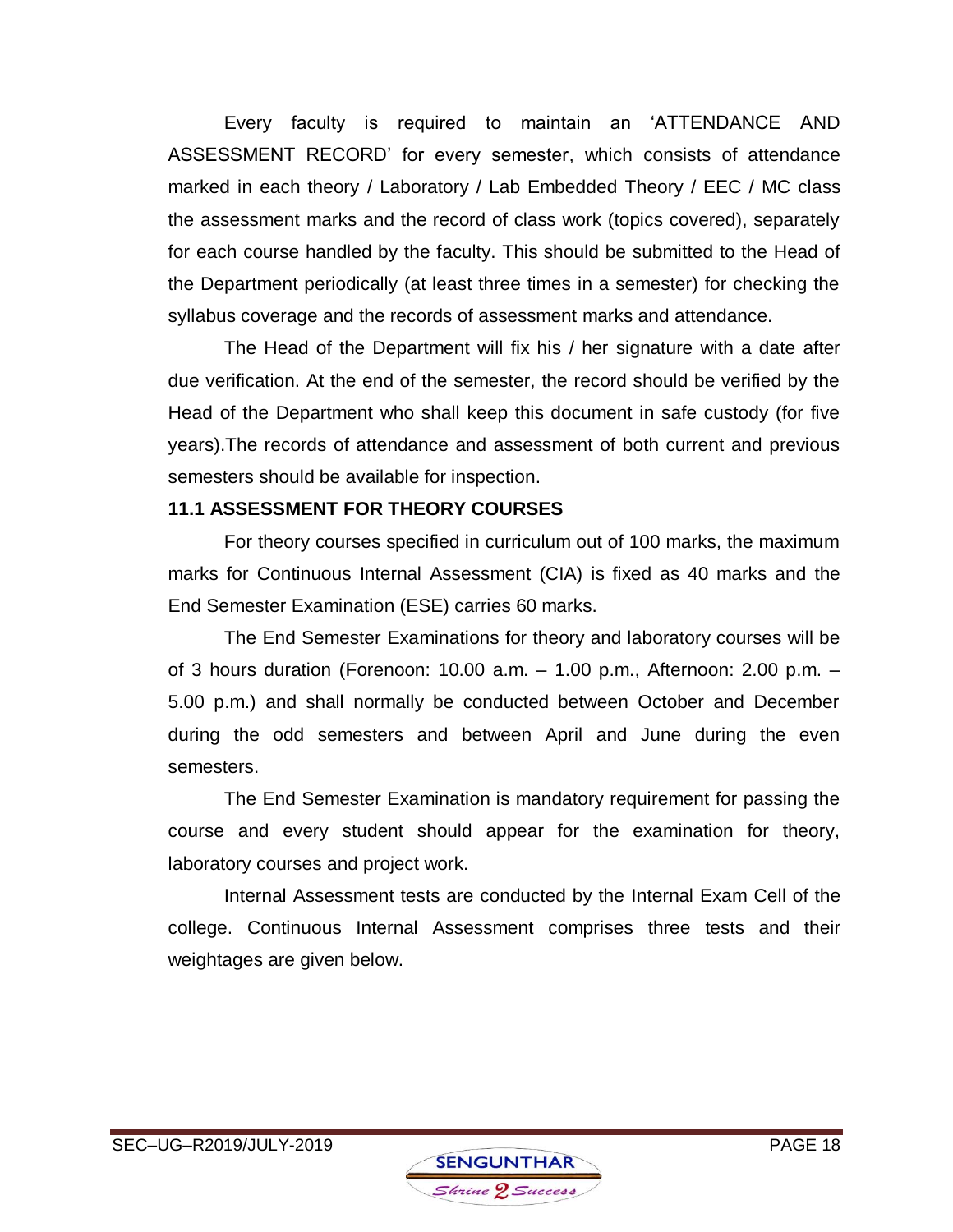Every faculty is required to maintain an 'ATTENDANCE AND ASSESSMENT RECORD' for every semester, which consists of attendance marked in each theory / Laboratory / Lab Embedded Theory / EEC / MC class the assessment marks and the record of class work (topics covered), separately for each course handled by the faculty. This should be submitted to the Head of the Department periodically (at least three times in a semester) for checking the syllabus coverage and the records of assessment marks and attendance.

The Head of the Department will fix his / her signature with a date after due verification. At the end of the semester, the record should be verified by the Head of the Department who shall keep this document in safe custody (for five years).The records of attendance and assessment of both current and previous semesters should be available for inspection.

### 11.1 ASSESSMENT FOR THEORY COURSES

For theory courses specified in curriculum out of 100 marks, the maximum marks for Continuous Internal Assessment (CIA) is fixed as 40 marks and the End Semester Examination (ESE) carries 60 marks.

The End Semester Examinations for theory and laboratory courses will be of 3 hours duration (Forenoon: 10.00 a.m. – 1.00 p.m., Afternoon: 2.00 p.m. – 5.00 p.m.) and shall normally be conducted between October and December during the odd semesters and between April and June during the even semesters.

The End Semester Examination is mandatory requirement for passing the course and every student should appear for the examination for theory, laboratory courses and project work.

Internal Assessment tests are conducted by the Internal Exam Cell of the college. Continuous Internal Assessment comprises three tests and their weightages are given below.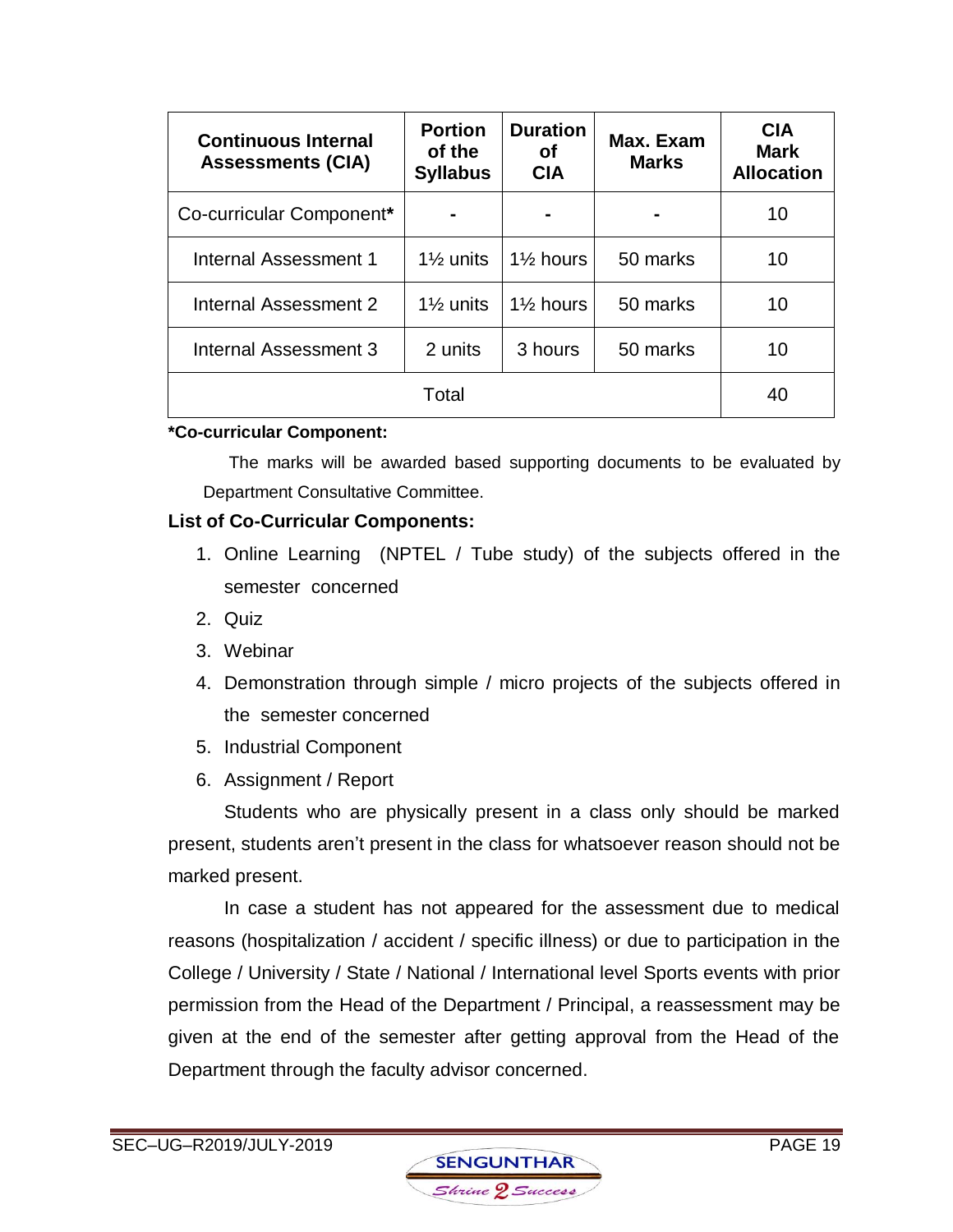| Continuous Internal Assessments (CIA) | Portion of the Syllabus | Duration of CIA | Max. Exam Marks | CIA Mark Allocation |
|---|---|---|---|---|
| Co-curricular Component* | - | - | - | 10 |
| Internal Assessment 1 | 1½ units | 1½ hours | 50 marks | 10 |
| Internal Assessment 2 | 1½ units | 1½ hours | 50 marks | 10 |
| Internal Assessment 3 | 2 units | 3 hours | 50 marks | 10 |
| Total | | | | 40 |

**\*Co-curricular Component:**

The marks will be awarded based supporting documents to be evaluated by Department Consultative Committee.

**List of Co-Curricular Components:**

1. Online Learning (NPTEL / Tube study) of the subjects offered in the semester concerned
2. Quiz
3. Webinar
4. Demonstration through simple / micro projects of the subjects offered in the semester concerned
5. Industrial Component
6. Assignment / Report

Students who are physically present in a class only should be marked present, students aren't present in the class for whatsoever reason should not be marked present.

In case a student has not appeared for the assessment due to medical reasons (hospitalization / accident / specific illness) or due to participation in the College / University / State / National / International level Sports events with prior permission from the Head of the Department / Principal, a reassessment may be given at the end of the semester after getting approval from the Head of the Department through the faculty advisor concerned.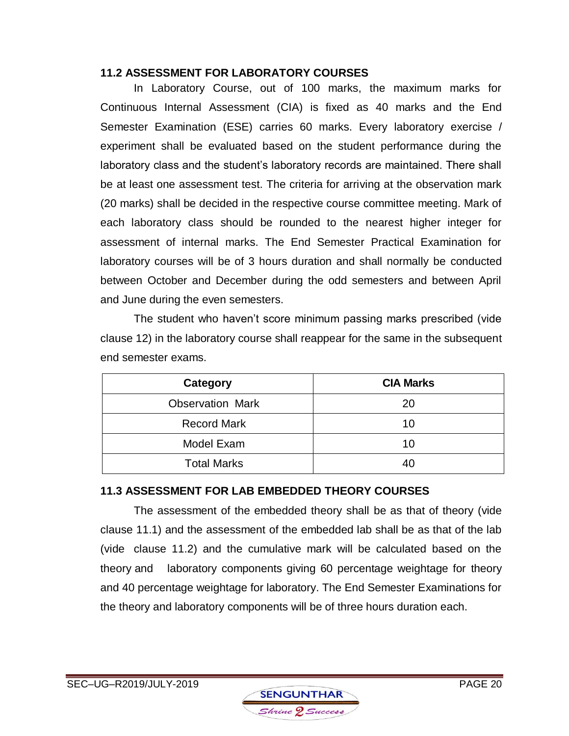### 11.2 ASSESSMENT FOR LABORATORY COURSES

In Laboratory Course, out of 100 marks, the maximum marks for Continuous Internal Assessment (CIA) is fixed as 40 marks and the End Semester Examination (ESE) carries 60 marks. Every laboratory exercise / experiment shall be evaluated based on the student performance during the laboratory class and the student's laboratory records are maintained. There shall be at least one assessment test. The criteria for arriving at the observation mark (20 marks) shall be decided in the respective course committee meeting. Mark of each laboratory class should be rounded to the nearest higher integer for assessment of internal marks. The End Semester Practical Examination for laboratory courses will be of 3 hours duration and shall normally be conducted between October and December during the odd semesters and between April and June during the even semesters.

The student who haven't score minimum passing marks prescribed (vide clause 12) in the laboratory course shall reappear for the same in the subsequent end semester exams.

| Category | CIA Marks |
|---|---|
| Observation Mark | 20 |
| Record Mark | 10 |
| Model Exam | 10 |
| Total Marks | 40 |

### 11.3 ASSESSMENT FOR LAB EMBEDDED THEORY COURSES

The assessment of the embedded theory shall be as that of theory (vide clause 11.1) and the assessment of the embedded lab shall be as that of the lab (vide clause 11.2) and the cumulative mark will be calculated based on the theory and laboratory components giving 60 percentage weightage for theory and 40 percentage weightage for laboratory. The End Semester Examinations for the theory and laboratory components will be of three hours duration each.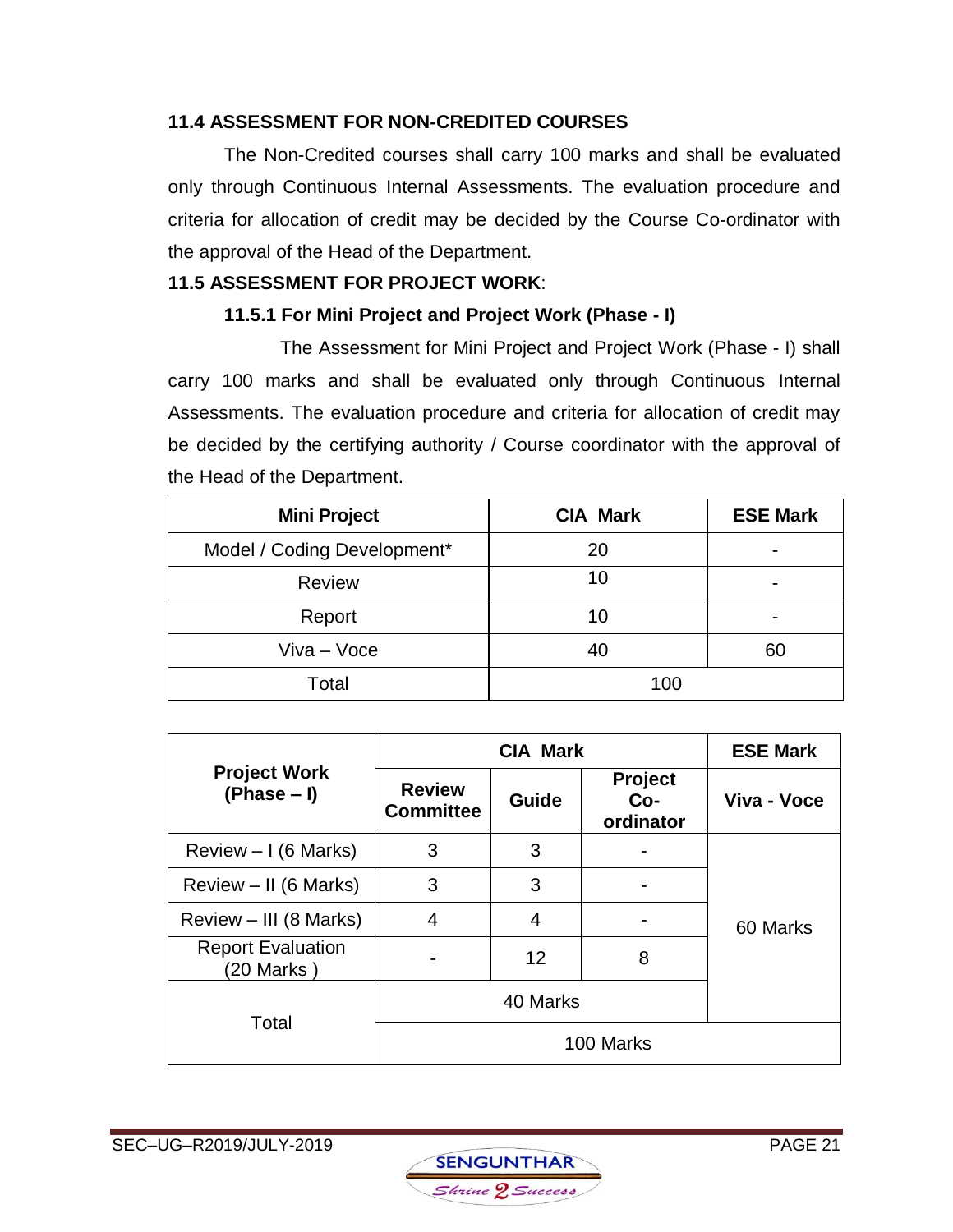### 11.4 ASSESSMENT FOR NON-CREDITED COURSES

The Non-Credited courses shall carry 100 marks and shall be evaluated only through Continuous Internal Assessments. The evaluation procedure and criteria for allocation of credit may be decided by the Course Co-ordinator with the approval of the Head of the Department.

### 11.5 ASSESSMENT FOR PROJECT WORK:

#### 11.5.1 For Mini Project and Project Work (Phase - I)

The Assessment for Mini Project and Project Work (Phase - I) shall carry 100 marks and shall be evaluated only through Continuous Internal Assessments. The evaluation procedure and criteria for allocation of credit may be decided by the certifying authority / Course coordinator with the approval of the Head of the Department.

| Mini Project | CIA Mark | ESE Mark |
|---|---|---|
| Model / Coding Development* | 20 | - |
| Review | 10 | - |
| Report | 10 | - |
| Viva – Voce | 40 | 60 |
| Total | 100 | |

| Project Work (Phase – I) | CIA Mark | | | ESE Mark |
|---|---|---|---|---|
| | Review Committee | Guide | Project Co-ordinator | Viva - Voce |
| Review – I (6 Marks) | 3 | 3 | - | 60 Marks |
| Review – II (6 Marks) | 3 | 3 | - | |
| Review – III (8 Marks) | 4 | 4 | - | |
| Report Evaluation (20 Marks ) | - | 12 | 8 | |
| Total | 40 Marks | | | |
| | 100 Marks | | | |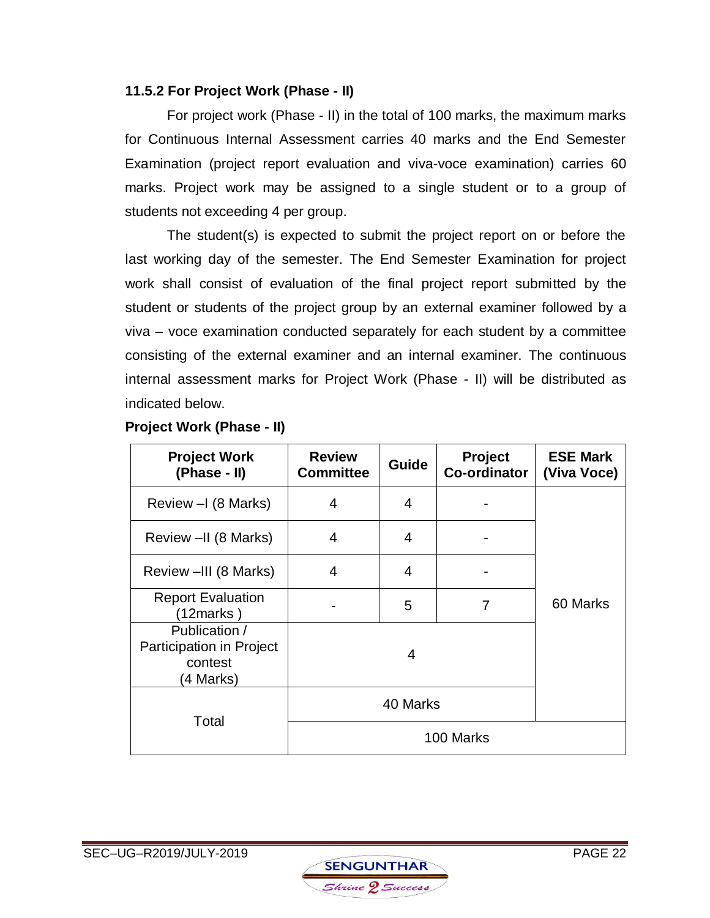### 11.5.2 For Project Work (Phase - II)

For project work (Phase - II) in the total of 100 marks, the maximum marks for Continuous Internal Assessment carries 40 marks and the End Semester Examination (project report evaluation and viva-voce examination) carries 60 marks. Project work may be assigned to a single student or to a group of students not exceeding 4 per group.

The student(s) is expected to submit the project report on or before the last working day of the semester. The End Semester Examination for project work shall consist of evaluation of the final project report submitted by the student or students of the project group by an external examiner followed by a viva – voce examination conducted separately for each student by a committee consisting of the external examiner and an internal examiner. The continuous internal assessment marks for Project Work (Phase - II) will be distributed as indicated below.

**Project Work (Phase - II)**

| Project Work (Phase - II) | Review Committee | Guide | Project Co-ordinator | ESE Mark (Viva Voce) |
|---|---|---|---|---|
| Review –I (8 Marks) | 4 | 4 | - | 60 Marks |
| Review –II (8 Marks) | 4 | 4 | - | |
| Review –III (8 Marks) | 4 | 4 | - | |
| Report Evaluation (12marks ) | - | 5 | 7 | |
| Publication / Participation in Project contest (4 Marks) | 4 | | | |
| Total | 40 Marks | | | |
| | 100 Marks | | | |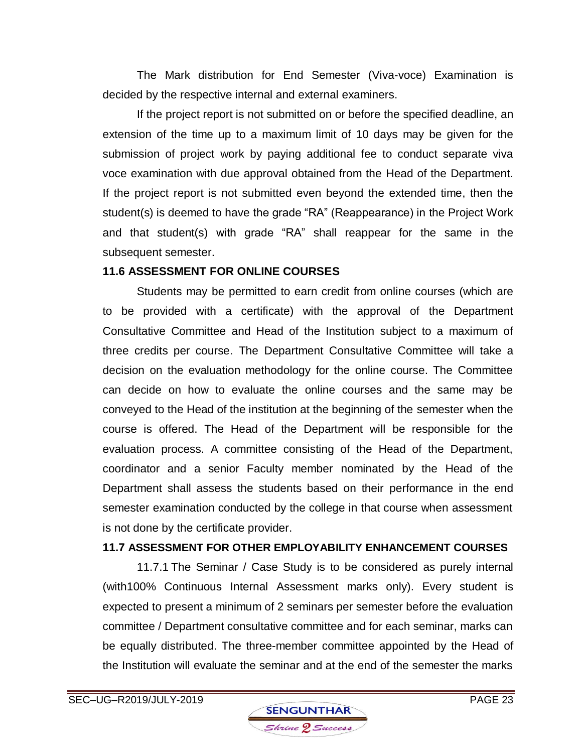The Mark distribution for End Semester (Viva-voce) Examination is decided by the respective internal and external examiners.

If the project report is not submitted on or before the specified deadline, an extension of the time up to a maximum limit of 10 days may be given for the submission of project work by paying additional fee to conduct separate viva voce examination with due approval obtained from the Head of the Department. If the project report is not submitted even beyond the extended time, then the student(s) is deemed to have the grade "RA" (Reappearance) in the Project Work and that student(s) with grade "RA" shall reappear for the same in the subsequent semester.

### 11.6 ASSESSMENT FOR ONLINE COURSES

Students may be permitted to earn credit from online courses (which are to be provided with a certificate) with the approval of the Department Consultative Committee and Head of the Institution subject to a maximum of three credits per course. The Department Consultative Committee will take a decision on the evaluation methodology for the online course. The Committee can decide on how to evaluate the online courses and the same may be conveyed to the Head of the institution at the beginning of the semester when the course is offered. The Head of the Department will be responsible for the evaluation process. A committee consisting of the Head of the Department, coordinator and a senior Faculty member nominated by the Head of the Department shall assess the students based on their performance in the end semester examination conducted by the college in that course when assessment is not done by the certificate provider.

### 11.7 ASSESSMENT FOR OTHER EMPLOYABILITY ENHANCEMENT COURSES

11.7.1 The Seminar / Case Study is to be considered as purely internal (with100% Continuous Internal Assessment marks only). Every student is expected to present a minimum of 2 seminars per semester before the evaluation committee / Department consultative committee and for each seminar, marks can be equally distributed. The three-member committee appointed by the Head of the Institution will evaluate the seminar and at the end of the semester the marks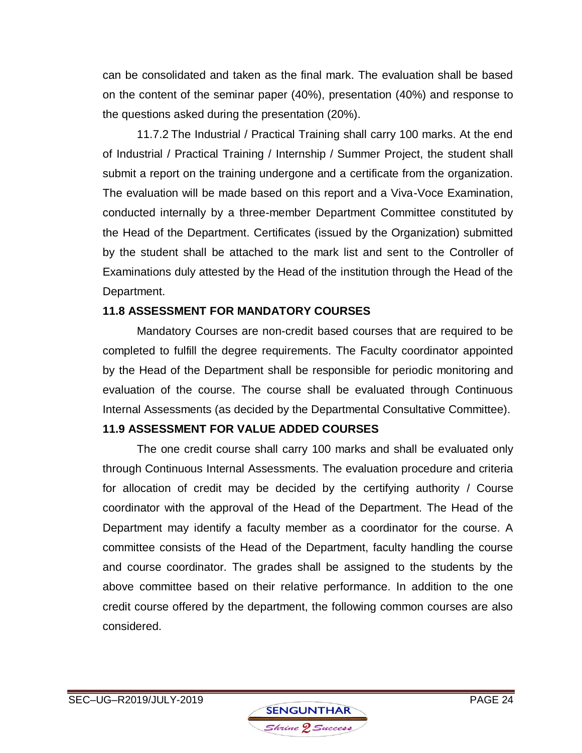can be consolidated and taken as the final mark. The evaluation shall be based on the content of the seminar paper (40%), presentation (40%) and response to the questions asked during the presentation (20%).

11.7.2 The Industrial / Practical Training shall carry 100 marks. At the end of Industrial / Practical Training / Internship / Summer Project, the student shall submit a report on the training undergone and a certificate from the organization. The evaluation will be made based on this report and a Viva-Voce Examination, conducted internally by a three-member Department Committee constituted by the Head of the Department. Certificates (issued by the Organization) submitted by the student shall be attached to the mark list and sent to the Controller of Examinations duly attested by the Head of the institution through the Head of the Department.

### 11.8 ASSESSMENT FOR MANDATORY COURSES

Mandatory Courses are non-credit based courses that are required to be completed to fulfill the degree requirements. The Faculty coordinator appointed by the Head of the Department shall be responsible for periodic monitoring and evaluation of the course. The course shall be evaluated through Continuous Internal Assessments (as decided by the Departmental Consultative Committee).

### 11.9 ASSESSMENT FOR VALUE ADDED COURSES

The one credit course shall carry 100 marks and shall be evaluated only through Continuous Internal Assessments. The evaluation procedure and criteria for allocation of credit may be decided by the certifying authority / Course coordinator with the approval of the Head of the Department. The Head of the Department may identify a faculty member as a coordinator for the course. A committee consists of the Head of the Department, faculty handling the course and course coordinator. The grades shall be assigned to the students by the above committee based on their relative performance. In addition to the one credit course offered by the department, the following common courses are also considered.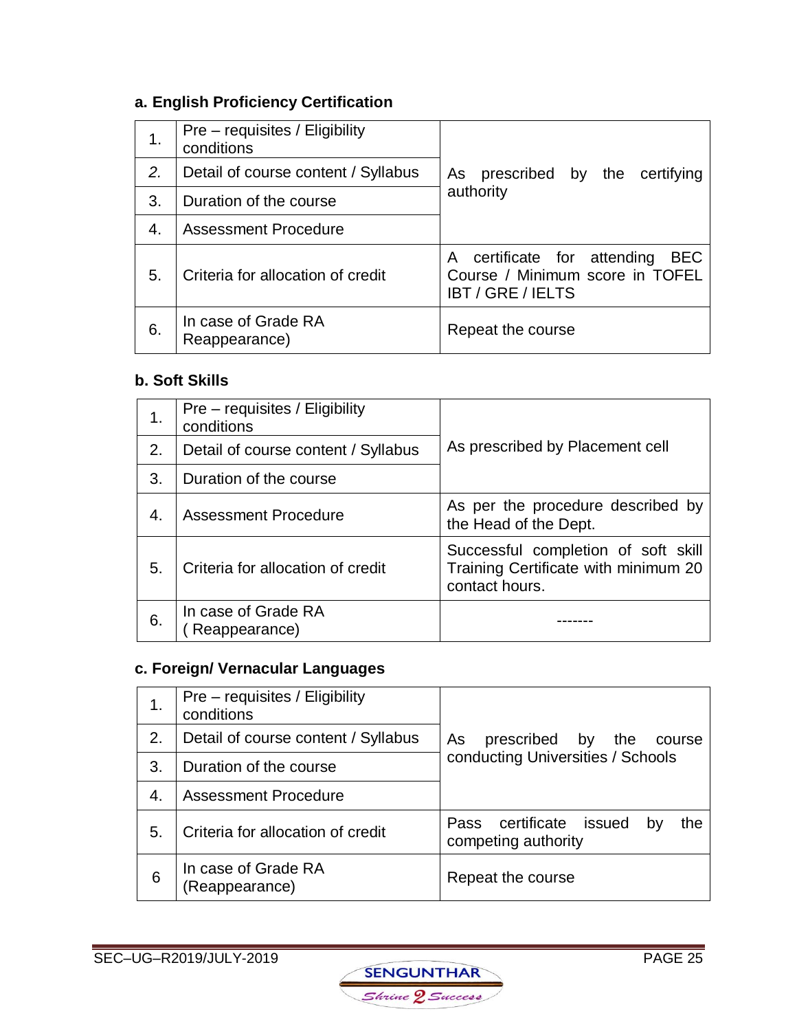### a. English Proficiency Certification

| | | |
|---|---|---|
| 1. | Pre – requisites / Eligibility conditions | As prescribed by the certifying authority |
| 2. | Detail of course content / Syllabus | |
| 3. | Duration of the course | |
| 4. | Assessment Procedure | |
| 5. | Criteria for allocation of credit | A certificate for attending BEC Course / Minimum score in TOFEL IBT / GRE / IELTS |
| 6. | In case of Grade RA Reappearance) | Repeat the course |

### b. Soft Skills

| | | |
|---|---|---|
| 1. | Pre – requisites / Eligibility conditions | As prescribed by Placement cell |
| 2. | Detail of course content / Syllabus | |
| 3. | Duration of the course | |
| 4. | Assessment Procedure | As per the procedure described by the Head of the Dept. |
| 5. | Criteria for allocation of credit | Successful completion of soft skill Training Certificate with minimum 20 contact hours. |
| 6. | In case of Grade RA ( Reappearance) | ------- |

### c. Foreign/ Vernacular Languages

| | | |
|---|---|---|
| 1. | Pre – requisites / Eligibility conditions | As prescribed by the course conducting Universities / Schools |
| 2. | Detail of course content / Syllabus | |
| 3. | Duration of the course | |
| 4. | Assessment Procedure | |
| 5. | Criteria for allocation of credit | Pass certificate issued by the competing authority |
| 6 | In case of Grade RA (Reappearance) | Repeat the course |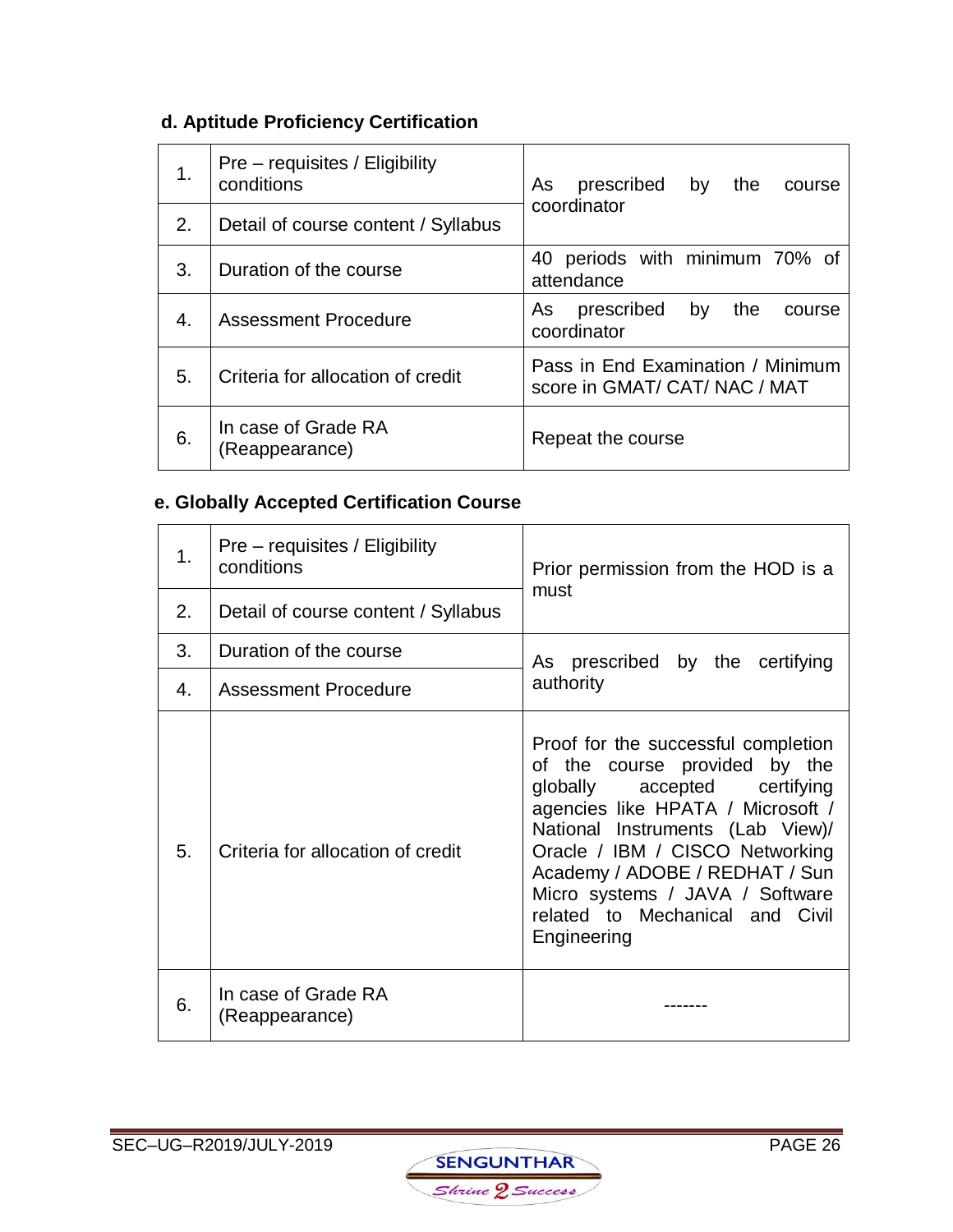### d. Aptitude Proficiency Certification

| | | |
|---|---|---|
| 1. | Pre – requisites / Eligibility conditions | As prescribed by the course coordinator |
| 2. | Detail of course content / Syllabus | |
| 3. | Duration of the course | 40 periods with minimum 70% of attendance |
| 4. | Assessment Procedure | As prescribed by the course coordinator |
| 5. | Criteria for allocation of credit | Pass in End Examination / Minimum score in GMAT/ CAT/ NAC / MAT |
| 6. | In case of Grade RA (Reappearance) | Repeat the course |

### e. Globally Accepted Certification Course

| | | |
|---|---|---|
| 1. | Pre – requisites / Eligibility conditions | Prior permission from the HOD is a must |
| 2. | Detail of course content / Syllabus | |
| 3. | Duration of the course | As prescribed by the certifying authority |
| 4. | Assessment Procedure | |
| 5. | Criteria for allocation of credit | Proof for the successful completion of the course provided by the globally accepted certifying agencies like HPATA / Microsoft / National Instruments (Lab View)/ Oracle / IBM / CISCO Networking Academy / ADOBE / REDHAT / Sun Micro systems / JAVA / Software related to Mechanical and Civil Engineering |
| 6. | In case of Grade RA (Reappearance) | ------- |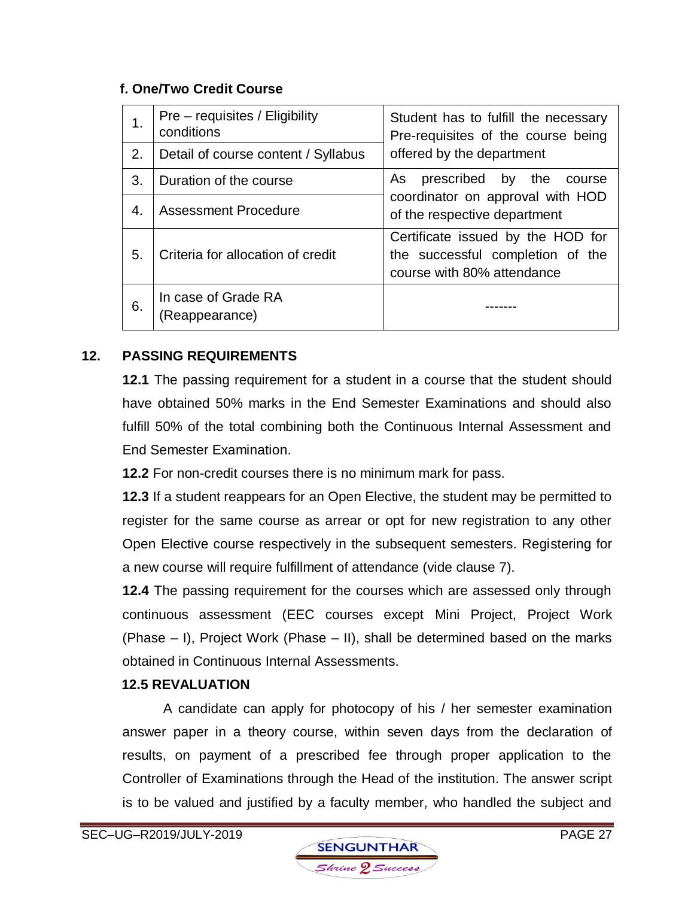**f. One/Two Credit Course**

| | | |
|---|---|---|
| 1. | Pre – requisites / Eligibility conditions | Student has to fulfill the necessary Pre-requisites of the course being offered by the department |
| 2. | Detail of course content / Syllabus | |
| 3. | Duration of the course | As prescribed by the course coordinator on approval with HOD of the respective department |
| 4. | Assessment Procedure | |
| 5. | Criteria for allocation of credit | Certificate issued by the HOD for the successful completion of the course with 80% attendance |
| 6. | In case of Grade RA (Reappearance) | ------- |

## 12. PASSING REQUIREMENTS

**12.1** The passing requirement for a student in a course that the student should have obtained 50% marks in the End Semester Examinations and should also fulfill 50% of the total combining both the Continuous Internal Assessment and End Semester Examination.

**12.2** For non-credit courses there is no minimum mark for pass.

**12.3** If a student reappears for an Open Elective, the student may be permitted to register for the same course as arrear or opt for new registration to any other Open Elective course respectively in the subsequent semesters. Registering for a new course will require fulfillment of attendance (vide clause 7).

**12.4** The passing requirement for the courses which are assessed only through continuous assessment (EEC courses except Mini Project, Project Work (Phase – I), Project Work (Phase – II), shall be determined based on the marks obtained in Continuous Internal Assessments.

### 12.5 REVALUATION

A candidate can apply for photocopy of his / her semester examination answer paper in a theory course, within seven days from the declaration of results, on payment of a prescribed fee through proper application to the Controller of Examinations through the Head of the institution. The answer script is to be valued and justified by a faculty member, who handled the subject and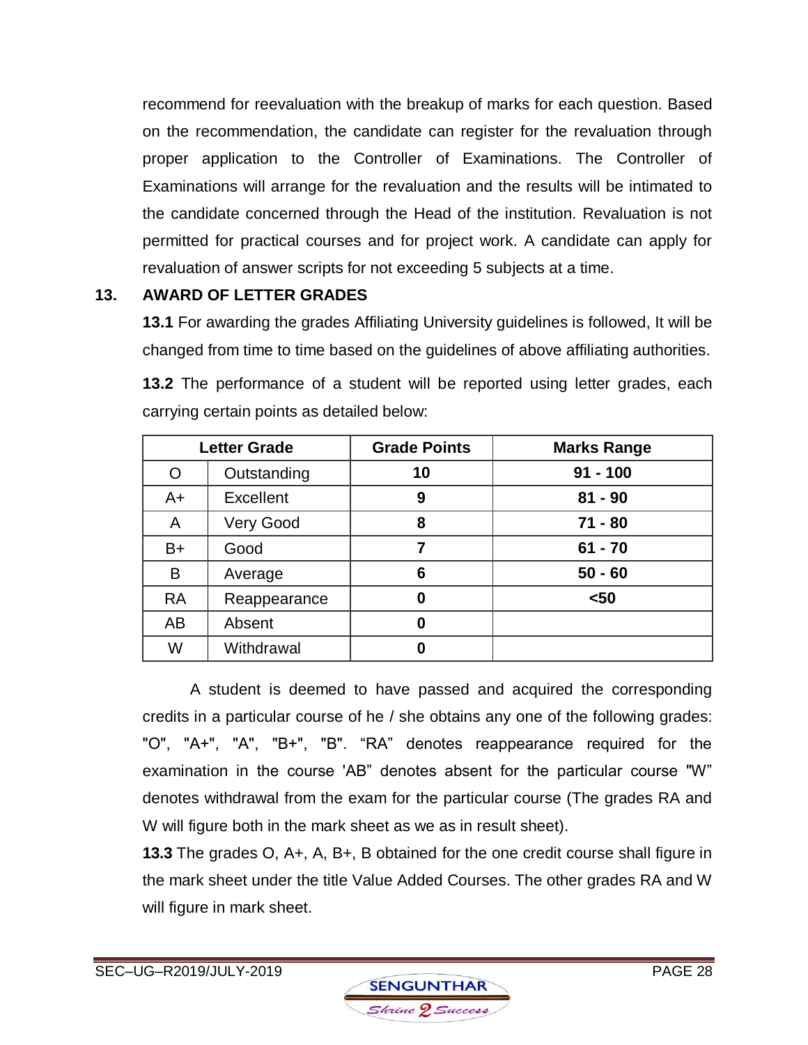recommend for reevaluation with the breakup of marks for each question. Based on the recommendation, the candidate can register for the revaluation through proper application to the Controller of Examinations. The Controller of Examinations will arrange for the revaluation and the results will be intimated to the candidate concerned through the Head of the institution. Revaluation is not permitted for practical courses and for project work. A candidate can apply for revaluation of answer scripts for not exceeding 5 subjects at a time.

## 13. AWARD OF LETTER GRADES

**13.1** For awarding the grades Affiliating University guidelines is followed, It will be changed from time to time based on the guidelines of above affiliating authorities.

**13.2** The performance of a student will be reported using letter grades, each carrying certain points as detailed below:

| Letter Grade | | Grade Points | Marks Range |
|---|---|---|---|
| O | Outstanding | **10** | **91 - 100** |
| A+ | Excellent | **9** | **81 - 90** |
| A | Very Good | **8** | **71 - 80** |
| B+ | Good | **7** | **61 - 70** |
| B | Average | **6** | **50 - 60** |
| RA | Reappearance | **0** | **<50** |
| AB | Absent | **0** | |
| W | Withdrawal | **0** | |

A student is deemed to have passed and acquired the corresponding credits in a particular course of he / she obtains any one of the following grades: "O", "A+", "A", "B+", "B". "RA" denotes reappearance required for the examination in the course 'AB" denotes absent for the particular course "W" denotes withdrawal from the exam for the particular course (The grades RA and W will figure both in the mark sheet as we as in result sheet).

**13.3** The grades O, A+, A, B+, B obtained for the one credit course shall figure in the mark sheet under the title Value Added Courses. The other grades RA and W will figure in mark sheet.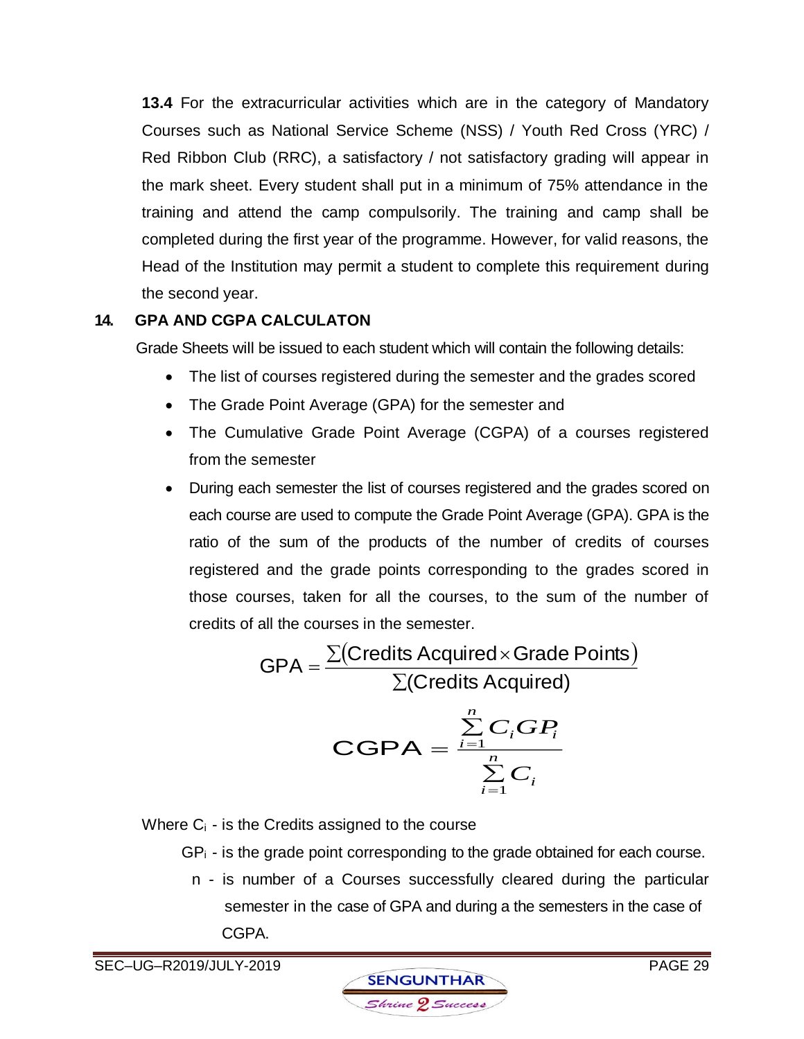**13.4** For the extracurricular activities which are in the category of Mandatory Courses such as National Service Scheme (NSS) / Youth Red Cross (YRC) / Red Ribbon Club (RRC), a satisfactory / not satisfactory grading will appear in the mark sheet. Every student shall put in a minimum of 75% attendance in the training and attend the camp compulsorily. The training and camp shall be completed during the first year of the programme. However, for valid reasons, the Head of the Institution may permit a student to complete this requirement during the second year.

## 14. GPA AND CGPA CALCULATON

Grade Sheets will be issued to each student which will contain the following details:

- The list of courses registered during the semester and the grades scored
- The Grade Point Average (GPA) for the semester and
- The Cumulative Grade Point Average (CGPA) of a courses registered from the semester
- During each semester the list of courses registered and the grades scored on each course are used to compute the Grade Point Average (GPA). GPA is the ratio of the sum of the products of the number of credits of courses registered and the grade points corresponding to the grades scored in those courses, taken for all the courses, to the sum of the number of credits of all the courses in the semester.

$$\text{GPA} = \frac{\sum(\text{Credits Acquired} \times \text{Grade Points})}{\sum(\text{Credits Acquired})}$$

$$\text{CGPA} = \frac{\sum_{i=1}^{n} C_i GP_i}{\sum_{i=1}^{n} C_i}$$

Where $C_i$ - is the Credits assigned to the course

$GP_i$ - is the grade point corresponding to the grade obtained for each course.

n - is number of a Courses successfully cleared during the particular semester in the case of GPA and during a the semesters in the case of CGPA.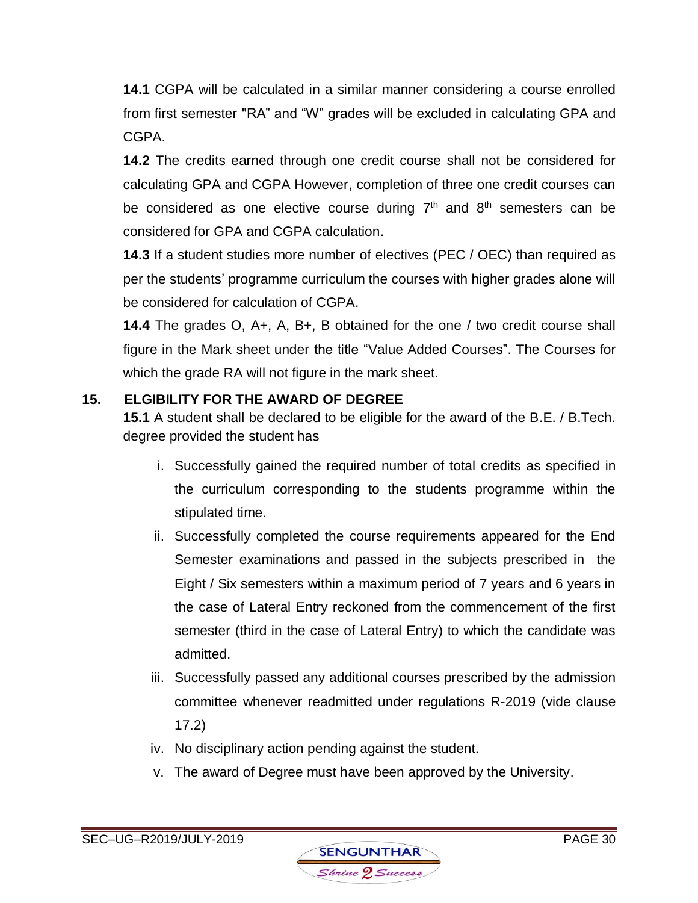**14.1** CGPA will be calculated in a similar manner considering a course enrolled from first semester "RA" and "W" grades will be excluded in calculating GPA and CGPA.

**14.2** The credits earned through one credit course shall not be considered for calculating GPA and CGPA However, completion of three one credit courses can be considered as one elective course during 7th and 8th semesters can be considered for GPA and CGPA calculation.

**14.3** If a student studies more number of electives (PEC / OEC) than required as per the students' programme curriculum the courses with higher grades alone will be considered for calculation of CGPA.

**14.4** The grades O, A+, A, B+, B obtained for the one / two credit course shall figure in the Mark sheet under the title "Value Added Courses". The Courses for which the grade RA will not figure in the mark sheet.

## 15. ELGIBILITY FOR THE AWARD OF DEGREE

**15.1** A student shall be declared to be eligible for the award of the B.E. / B.Tech. degree provided the student has

i. Successfully gained the required number of total credits as specified in the curriculum corresponding to the students programme within the stipulated time.

ii. Successfully completed the course requirements appeared for the End Semester examinations and passed in the subjects prescribed in the Eight / Six semesters within a maximum period of 7 years and 6 years in the case of Lateral Entry reckoned from the commencement of the first semester (third in the case of Lateral Entry) to which the candidate was admitted.

iii. Successfully passed any additional courses prescribed by the admission committee whenever readmitted under regulations R-2019 (vide clause 17.2)

iv. No disciplinary action pending against the student.

v. The award of Degree must have been approved by the University.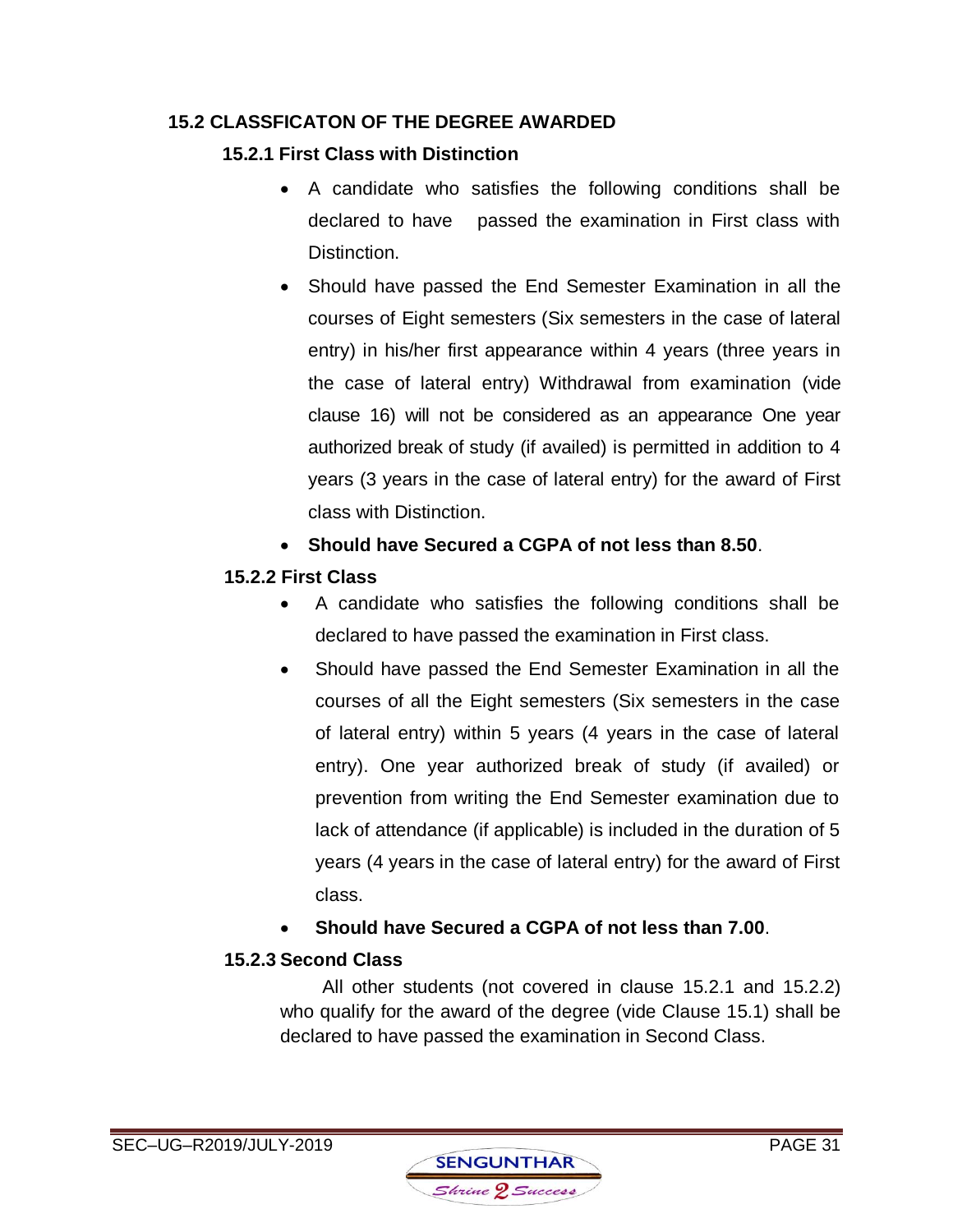## 15.2 CLASSFICATON OF THE DEGREE AWARDED

### 15.2.1 First Class with Distinction

- A candidate who satisfies the following conditions shall be declared to have passed the examination in First class with Distinction.
- Should have passed the End Semester Examination in all the courses of Eight semesters (Six semesters in the case of lateral entry) in his/her first appearance within 4 years (three years in the case of lateral entry) Withdrawal from examination (vide clause 16) will not be considered as an appearance One year authorized break of study (if availed) is permitted in addition to 4 years (3 years in the case of lateral entry) for the award of First class with Distinction.
- **Should have Secured a CGPA of not less than 8.50**.

### 15.2.2 First Class

- A candidate who satisfies the following conditions shall be declared to have passed the examination in First class.
- Should have passed the End Semester Examination in all the courses of all the Eight semesters (Six semesters in the case of lateral entry) within 5 years (4 years in the case of lateral entry). One year authorized break of study (if availed) or prevention from writing the End Semester examination due to lack of attendance (if applicable) is included in the duration of 5 years (4 years in the case of lateral entry) for the award of First class.
- **Should have Secured a CGPA of not less than 7.00**.

### 15.2.3 Second Class

All other students (not covered in clause 15.2.1 and 15.2.2) who qualify for the award of the degree (vide Clause 15.1) shall be declared to have passed the examination in Second Class.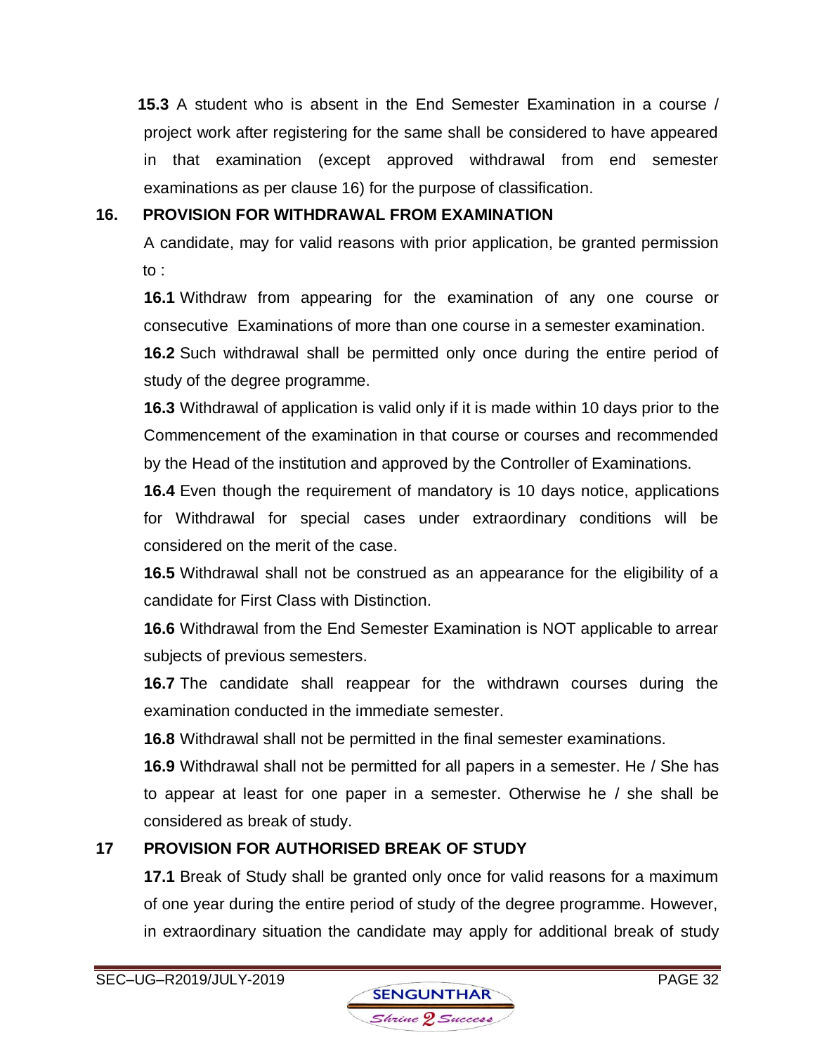**15.3** A student who is absent in the End Semester Examination in a course / project work after registering for the same shall be considered to have appeared in that examination (except approved withdrawal from end semester examinations as per clause 16) for the purpose of classification.

## 16. PROVISION FOR WITHDRAWAL FROM EXAMINATION

A candidate, may for valid reasons with prior application, be granted permission to :

**16.1** Withdraw from appearing for the examination of any one course or consecutive Examinations of more than one course in a semester examination.

**16.2** Such withdrawal shall be permitted only once during the entire period of study of the degree programme.

**16.3** Withdrawal of application is valid only if it is made within 10 days prior to the Commencement of the examination in that course or courses and recommended by the Head of the institution and approved by the Controller of Examinations.

**16.4** Even though the requirement of mandatory is 10 days notice, applications for Withdrawal for special cases under extraordinary conditions will be considered on the merit of the case.

**16.5** Withdrawal shall not be construed as an appearance for the eligibility of a candidate for First Class with Distinction.

**16.6** Withdrawal from the End Semester Examination is NOT applicable to arrear subjects of previous semesters.

**16.7** The candidate shall reappear for the withdrawn courses during the examination conducted in the immediate semester.

**16.8** Withdrawal shall not be permitted in the final semester examinations.

**16.9** Withdrawal shall not be permitted for all papers in a semester. He / She has to appear at least for one paper in a semester. Otherwise he / she shall be considered as break of study.

## 17 PROVISION FOR AUTHORISED BREAK OF STUDY

**17.1** Break of Study shall be granted only once for valid reasons for a maximum of one year during the entire period of study of the degree programme. However, in extraordinary situation the candidate may apply for additional break of study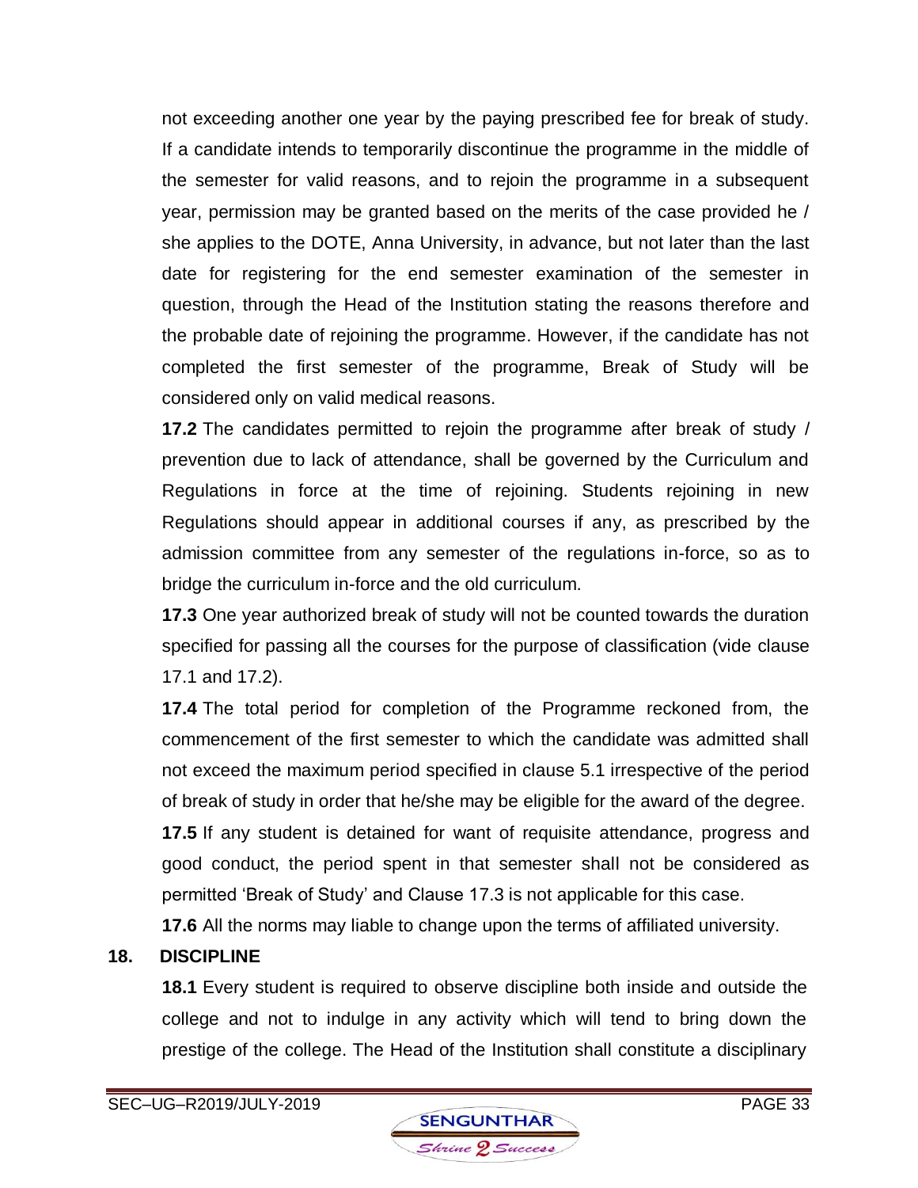not exceeding another one year by the paying prescribed fee for break of study. If a candidate intends to temporarily discontinue the programme in the middle of the semester for valid reasons, and to rejoin the programme in a subsequent year, permission may be granted based on the merits of the case provided he / she applies to the DOTE, Anna University, in advance, but not later than the last date for registering for the end semester examination of the semester in question, through the Head of the Institution stating the reasons therefore and the probable date of rejoining the programme. However, if the candidate has not completed the first semester of the programme, Break of Study will be considered only on valid medical reasons.

**17.2** The candidates permitted to rejoin the programme after break of study / prevention due to lack of attendance, shall be governed by the Curriculum and Regulations in force at the time of rejoining. Students rejoining in new Regulations should appear in additional courses if any, as prescribed by the admission committee from any semester of the regulations in-force, so as to bridge the curriculum in-force and the old curriculum.

**17.3** One year authorized break of study will not be counted towards the duration specified for passing all the courses for the purpose of classification (vide clause 17.1 and 17.2).

**17.4** The total period for completion of the Programme reckoned from, the commencement of the first semester to which the candidate was admitted shall not exceed the maximum period specified in clause 5.1 irrespective of the period of break of study in order that he/she may be eligible for the award of the degree.

**17.5** If any student is detained for want of requisite attendance, progress and good conduct, the period spent in that semester shall not be considered as permitted 'Break of Study' and Clause 17.3 is not applicable for this case.

**17.6** All the norms may liable to change upon the terms of affiliated university.

## 18. DISCIPLINE

**18.1** Every student is required to observe discipline both inside and outside the college and not to indulge in any activity which will tend to bring down the prestige of the college. The Head of the Institution shall constitute a disciplinary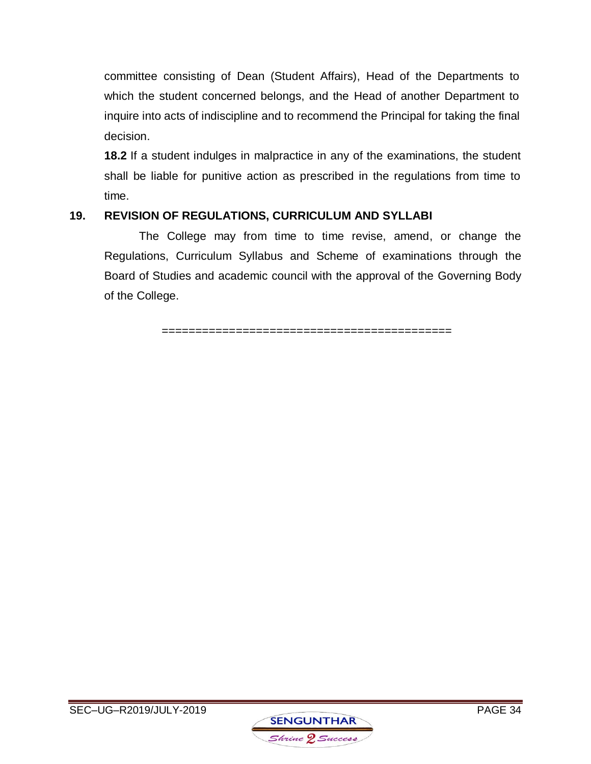committee consisting of Dean (Student Affairs), Head of the Departments to which the student concerned belongs, and the Head of another Department to inquire into acts of indiscipline and to recommend the Principal for taking the final decision.

**18.2** If a student indulges in malpractice in any of the examinations, the student shall be liable for punitive action as prescribed in the regulations from time to time.

## 19. REVISION OF REGULATIONS, CURRICULUM AND SYLLABI

The College may from time to time revise, amend, or change the Regulations, Curriculum Syllabus and Scheme of examinations through the Board of Studies and academic council with the approval of the Governing Body of the College.

==========================================